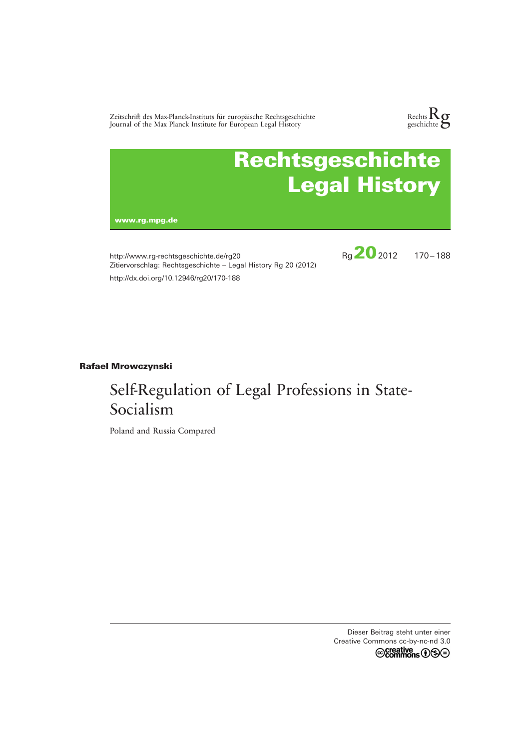Zeitschrift des Max-Planck-Instituts für europäische Rechtsgeschichte
Journal of the Max Planck Institute for European Legal History

# Rechtsgeschichte Legal History

www.rg.mpg.de

http://www.rg-rechtsgeschichte.de/rg20
Zitiervorschlag: Rechtsgeschichte – Legal History Rg 20 (2012)
http://dx.doi.org/10.12946/rg20/170-188

Rg 20 2012 170 – 188

**Rafael Mrowczynski**

## Self-Regulation of Legal Professions in State-Socialism

Poland and Russia Compared

Dieser Beitrag steht unter einer
Creative Commons cc-by-nc-nd 3.0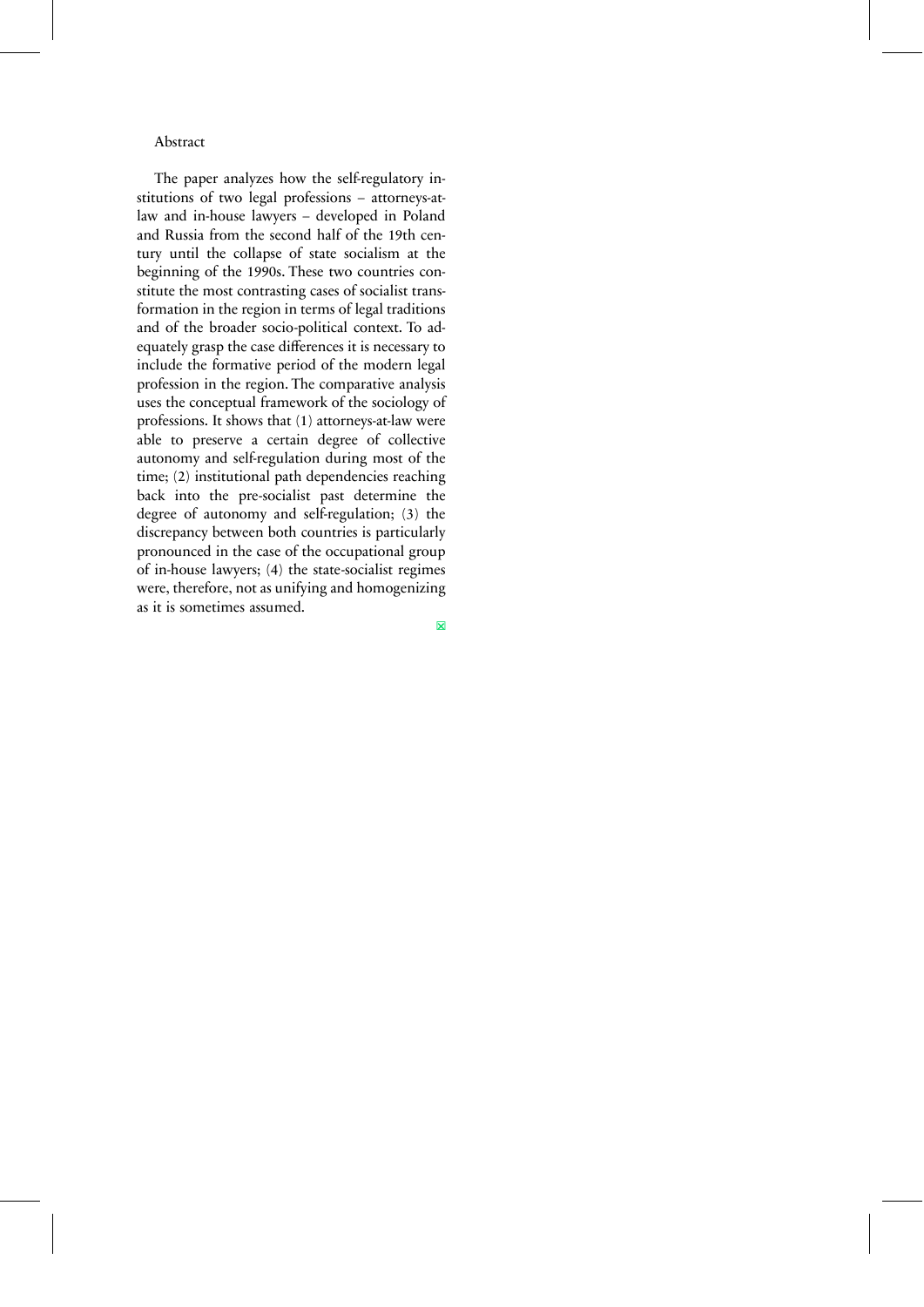## Abstract

The paper analyzes how the self-regulatory institutions of two legal professions – attorneys-at-law and in-house lawyers – developed in Poland and Russia from the second half of the 19th century until the collapse of state socialism at the beginning of the 1990s. These two countries constitute the most contrasting cases of socialist transformation in the region in terms of legal traditions and of the broader socio-political context. To adequately grasp the case differences it is necessary to include the formative period of the modern legal profession in the region. The comparative analysis uses the conceptual framework of the sociology of professions. It shows that (1) attorneys-at-law were able to preserve a certain degree of collective autonomy and self-regulation during most of the time; (2) institutional path dependencies reaching back into the pre-socialist past determine the degree of autonomy and self-regulation; (3) the discrepancy between both countries is particularly pronounced in the case of the occupational group of in-house lawyers; (4) the state-socialist regimes were, therefore, not as unifying and homogenizing as it is sometimes assumed.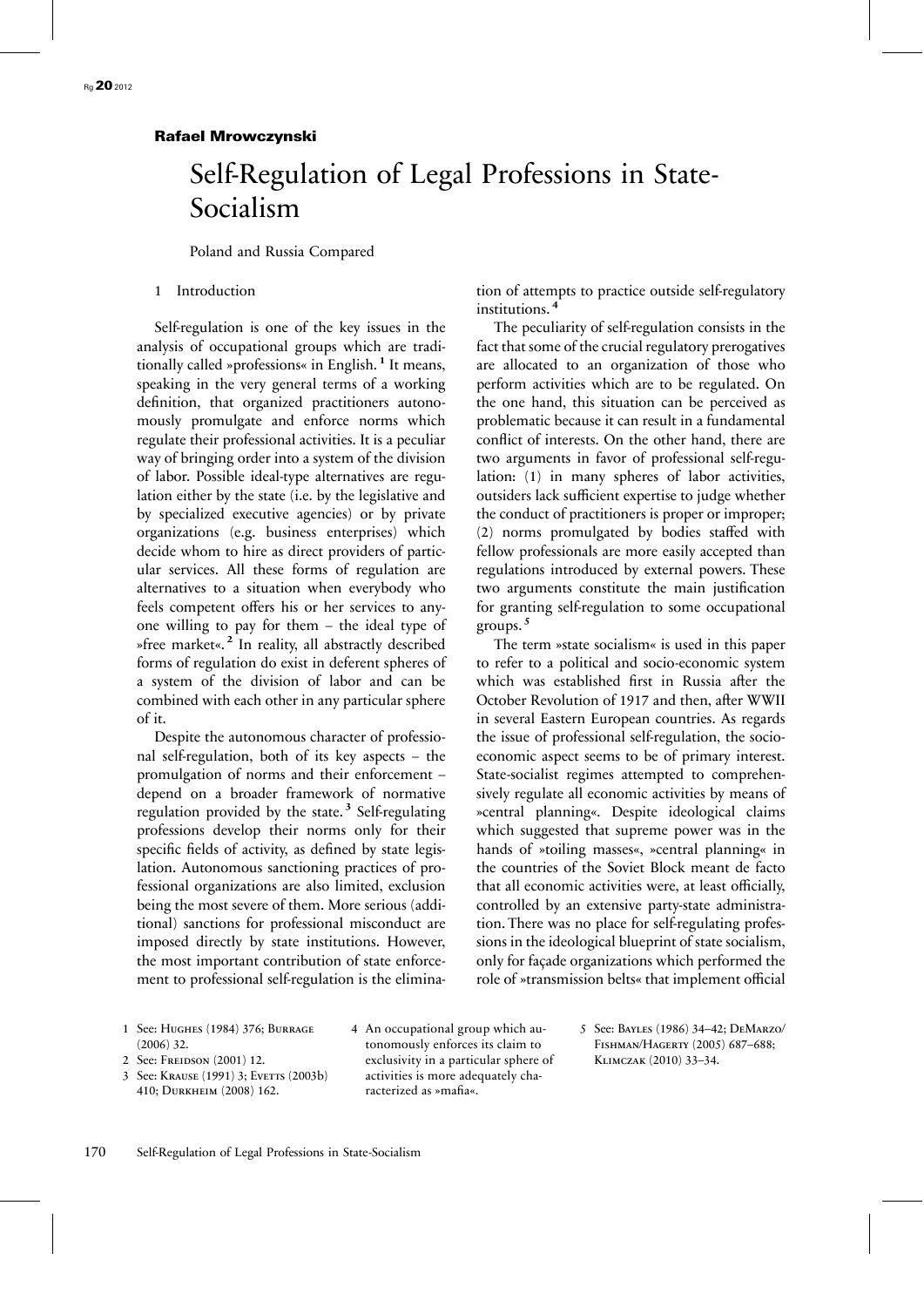**Rafael Mrowczynski**

# Self-Regulation of Legal Professions in State-Socialism

Poland and Russia Compared

## 1 Introduction

Self-regulation is one of the key issues in the analysis of occupational groups which are traditionally called »professions« in English.[1] It means, speaking in the very general terms of a working definition, that organized practitioners autonomously promulgate and enforce norms which regulate their professional activities. It is a peculiar way of bringing order into a system of the division of labor. Possible ideal-type alternatives are regulation either by the state (i.e. by the legislative and by specialized executive agencies) or by private organizations (e.g. business enterprises) which decide whom to hire as direct providers of particular services. All these forms of regulation are alternatives to a situation when everybody who feels competent offers his or her services to anyone willing to pay for them – the ideal type of »free market«.[2] In reality, all abstractly described forms of regulation do exist in deferent spheres of a system of the division of labor and can be combined with each other in any particular sphere of it.

Despite the autonomous character of professional self-regulation, both of its key aspects – the promulgation of norms and their enforcement – depend on a broader framework of normative regulation provided by the state.[3] Self-regulating professions develop their norms only for their specific fields of activity, as defined by state legislation. Autonomous sanctioning practices of professional organizations are also limited, exclusion being the most severe of them. More serious (additional) sanctions for professional misconduct are imposed directly by state institutions. However, the most important contribution of state enforcement to professional self-regulation is the elimination of attempts to practice outside self-regulatory institutions.[4]

The peculiarity of self-regulation consists in the fact that some of the crucial regulatory prerogatives are allocated to an organization of those who perform activities which are to be regulated. On the one hand, this situation can be perceived as problematic because it can result in a fundamental conflict of interests. On the other hand, there are two arguments in favor of professional self-regulation: (1) in many spheres of labor activities, outsiders lack sufficient expertise to judge whether the conduct of practitioners is proper or improper; (2) norms promulgated by bodies staffed with fellow professionals are more easily accepted than regulations introduced by external powers. These two arguments constitute the main justification for granting self-regulation to some occupational groups.[5]

The term »state socialism« is used in this paper to refer to a political and socio-economic system which was established first in Russia after the October Revolution of 1917 and then, after WWII in several Eastern European countries. As regards the issue of professional self-regulation, the socio-economic aspect seems to be of primary interest. State-socialist regimes attempted to comprehensively regulate all economic activities by means of »central planning«. Despite ideological claims which suggested that supreme power was in the hands of »toiling masses«, »central planning« in the countries of the Soviet Block meant de facto that all economic activities were, at least officially, controlled by an extensive party-state administration. There was no place for self-regulating professions in the ideological blueprint of state socialism, only for façade organizations which performed the role of »transmission belts« that implement official

1 See: Hughes (1984) 376; Burrage (2006) 32.

2 See: Freidson (2001) 12.

3 See: Krause (1991) 3; Evetts (2003b) 410; Durkheim (2008) 162.

4 An occupational group which autonomously enforces its claim to exclusivity in a particular sphere of activities is more adequately characterized as »mafia«.

5 See: Bayles (1986) 34–42; DeMarzo/Fishman/Hagerty (2005) 687–688; Klimczak (2010) 33–34.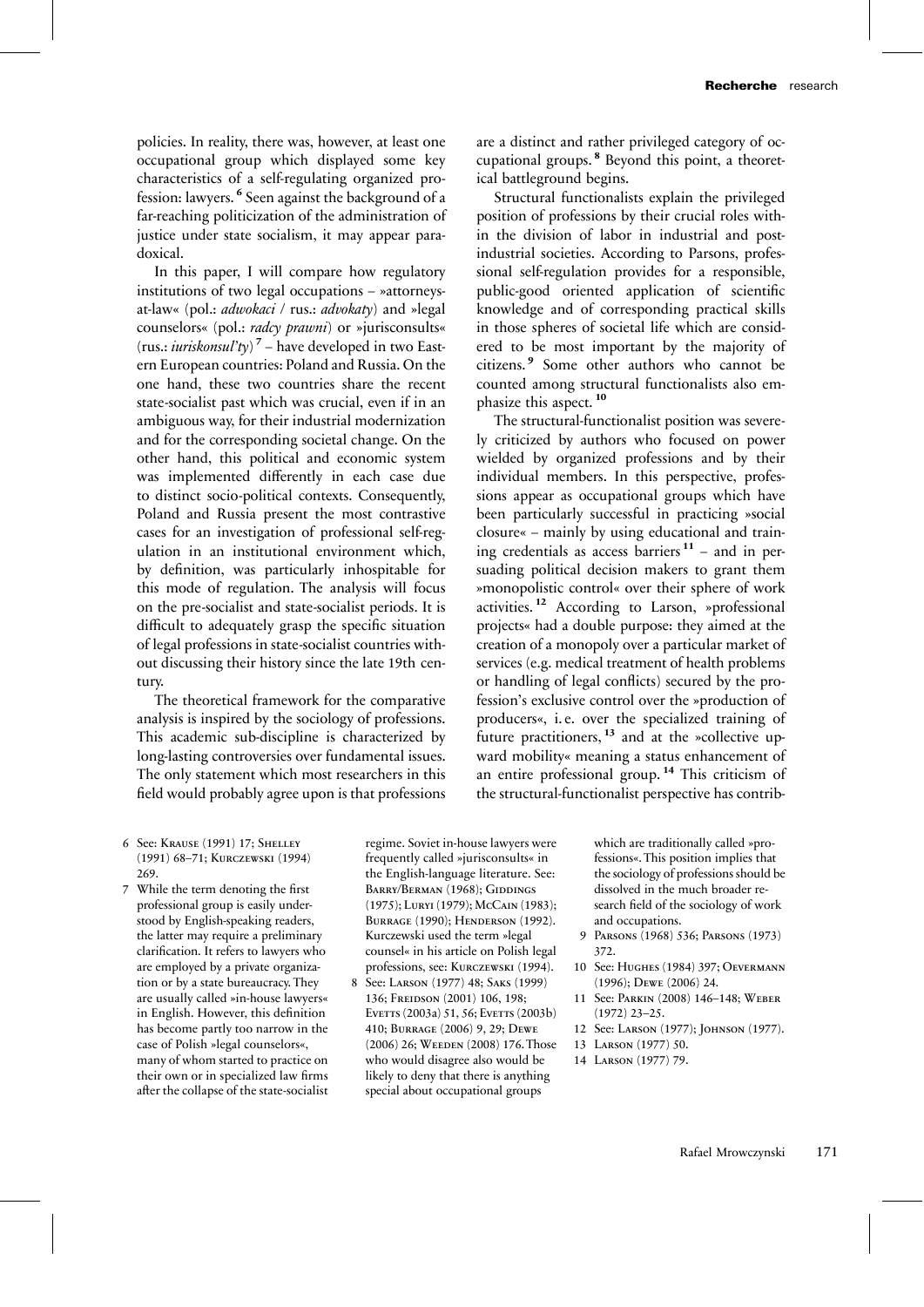policies. In reality, there was, however, at least one occupational group which displayed some key characteristics of a self-regulating organized profession: lawyers.[6] Seen against the background of a far-reaching politicization of the administration of justice under state socialism, it may appear paradoxical.

In this paper, I will compare how regulatory institutions of two legal occupations – »attorneys-at-law« (pol.: *adwokaci* / rus.: *advokaty*) and »legal counselors« (pol.: *radcy prawni*) or »jurisconsults« (rus.: *iuriskonsul'ty*)[7] – have developed in two Eastern European countries: Poland and Russia. On the one hand, these two countries share the recent state-socialist past which was crucial, even if in an ambiguous way, for their industrial modernization and for the corresponding societal change. On the other hand, this political and economic system was implemented differently in each case due to distinct socio-political contexts. Consequently, Poland and Russia present the most contrastive cases for an investigation of professional self-regulation in an institutional environment which, by definition, was particularly inhospitable for this mode of regulation. The analysis will focus on the pre-socialist and state-socialist periods. It is difficult to adequately grasp the specific situation of legal professions in state-socialist countries without discussing their history since the late 19th century.

The theoretical framework for the comparative analysis is inspired by the sociology of professions. This academic sub-discipline is characterized by long-lasting controversies over fundamental issues. The only statement which most researchers in this field would probably agree upon is that professions are a distinct and rather privileged category of occupational groups.[8] Beyond this point, a theoretical battleground begins.

Structural functionalists explain the privileged position of professions by their crucial roles within the division of labor in industrial and post-industrial societies. According to Parsons, professional self-regulation provides for a responsible, public-good oriented application of scientific knowledge and of corresponding practical skills in those spheres of societal life which are considered to be most important by the majority of citizens.[9] Some other authors who cannot be counted among structural functionalists also emphasize this aspect.[10]

The structural-functionalist position was severely criticized by authors who focused on power wielded by organized professions and by their individual members. In this perspective, professions appear as occupational groups which have been particularly successful in practicing »social closure« – mainly by using educational and training credentials as access barriers[11] – and in persuading political decision makers to grant them »monopolistic control« over their sphere of work activities.[12] According to Larson, »professional projects« had a double purpose: they aimed at the creation of a monopoly over a particular market of services (e.g. medical treatment of health problems or handling of legal conflicts) secured by the profession's exclusive control over the »production of producers«, i. e. over the specialized training of future practitioners,[13] and at the »collective upward mobility« meaning a status enhancement of an entire professional group.[14] This criticism of the structural-functionalist perspective has contrib-

6 See: Krause (1991) 17; Shelley (1991) 68–71; Kurczewski (1994) 269.

7 While the term denoting the first professional group is easily understood by English-speaking readers, the latter may require a preliminary clarification. It refers to lawyers who are employed by a private organization or by a state bureaucracy. They are usually called »in-house lawyers« in English. However, this definition has become partly too narrow in the case of Polish »legal counselors«, many of whom started to practice on their own or in specialized law firms after the collapse of the state-socialist regime. Soviet in-house lawyers were frequently called »jurisconsults« in the English-language literature. See: Barry/Berman (1968); Giddings (1975); Luryi (1979); McCain (1983); Burrage (1990); Henderson (1992). Kurczewski used the term »legal counsel« in his article on Polish legal professions, see: Kurczewski (1994).

8 See: Larson (1977) 48; Saks (1999) 136; Freidson (2001) 106, 198; Evetts (2003a) 51, 56; Evetts (2003b) 410; Burrage (2006) 9, 29; Dewe (2006) 26; Weeden (2008) 176. Those who would disagree also would be likely to deny that there is anything special about occupational groups which are traditionally called »professions«. This position implies that the sociology of professions should be dissolved in the much broader research field of the sociology of work and occupations.

9 Parsons (1968) 536; Parsons (1973) 372.

10 See: Hughes (1984) 397; Oevermann (1996); Dewe (2006) 24.

11 See: Parkin (2008) 146–148; Weber (1972) 23–25.

12 See: Larson (1977); Johnson (1977).

13 Larson (1977) 50.

14 Larson (1977) 79.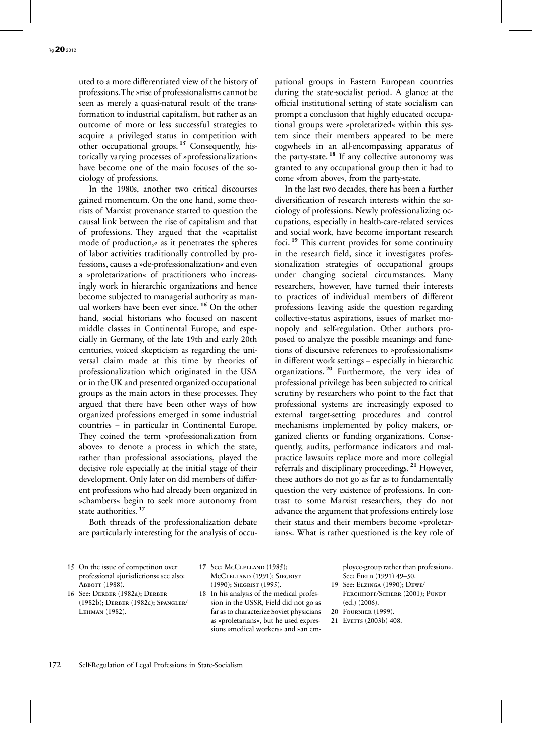uted to a more differentiated view of the history of professions. The »rise of professionalism« cannot be seen as merely a quasi-natural result of the transformation to industrial capitalism, but rather as an outcome of more or less successful strategies to acquire a privileged status in competition with other occupational groups.[15] Consequently, historically varying processes of »professionalization« have become one of the main focuses of the sociology of professions.

In the 1980s, another two critical discourses gained momentum. On the one hand, some theorists of Marxist provenance started to question the causal link between the rise of capitalism and that of professions. They argued that the »capitalist mode of production,« as it penetrates the spheres of labor activities traditionally controlled by professions, causes a »de-professionalization« and even a »proletarization« of practitioners who increasingly work in hierarchic organizations and hence become subjected to managerial authority as manual workers have been ever since.[16] On the other hand, social historians who focused on nascent middle classes in Continental Europe, and especially in Germany, of the late 19th and early 20th centuries, voiced skepticism as regarding the universal claim made at this time by theories of professionalization which originated in the USA or in the UK and presented organized occupational groups as the main actors in these processes. They argued that there have been other ways of how organized professions emerged in some industrial countries – in particular in Continental Europe. They coined the term »professionalization from above« to denote a process in which the state, rather than professional associations, played the decisive role especially at the initial stage of their development. Only later on did members of different professions who had already been organized in »chambers« begin to seek more autonomy from state authorities.[17]

Both threads of the professionalization debate are particularly interesting for the analysis of occupational groups in Eastern European countries during the state-socialist period. A glance at the official institutional setting of state socialism can prompt a conclusion that highly educated occupational groups were »proletarized« within this system since their members appeared to be mere cogwheels in an all-encompassing apparatus of the party-state.[18] If any collective autonomy was granted to any occupational group then it had to come »from above«, from the party-state.

In the last two decades, there has been a further diversification of research interests within the sociology of professions. Newly professionalizing occupations, especially in health-care-related services and social work, have become important research foci.[19] This current provides for some continuity in the research field, since it investigates professionalization strategies of occupational groups under changing societal circumstances. Many researchers, however, have turned their interests to practices of individual members of different professions leaving aside the question regarding collective-status aspirations, issues of market monopoly and self-regulation. Other authors proposed to analyze the possible meanings and functions of discursive references to »professionalism« in different work settings – especially in hierarchic organizations.[20] Furthermore, the very idea of professional privilege has been subjected to critical scrutiny by researchers who point to the fact that professional systems are increasingly exposed to external target-setting procedures and control mechanisms implemented by policy makers, organized clients or funding organizations. Consequently, audits, performance indicators and malpractice lawsuits replace more and more collegial referrals and disciplinary proceedings.[21] However, these authors do not go as far as to fundamentally question the very existence of professions. In contrast to some Marxist researchers, they do not advance the argument that professions entirely lose their status and their members become »proletarians«. What is rather questioned is the key role of

---

15 On the issue of competition over professional »jurisdictions« see also: Abbott (1988).

16 See: Derber (1982a); Derber (1982b); Derber (1982c); Spangler/Lehman (1982).

17 See: McClelland (1985); McClelland (1991); Siegrist (1990); Siegrist (1995).

18 In his analysis of the medical profession in the USSR, Field did not go as far as to characterize Soviet physicians as »proletarians«, but he used expressions »medical workers« and »an employee-group rather than profession«. See: Field (1991) 49–50.

19 See: Elzinga (1990); Dewe/Ferchhoff/Scherr (2001); Pundt (ed.) (2006).

20 Fournier (1999).

21 Evetts (2003b) 408.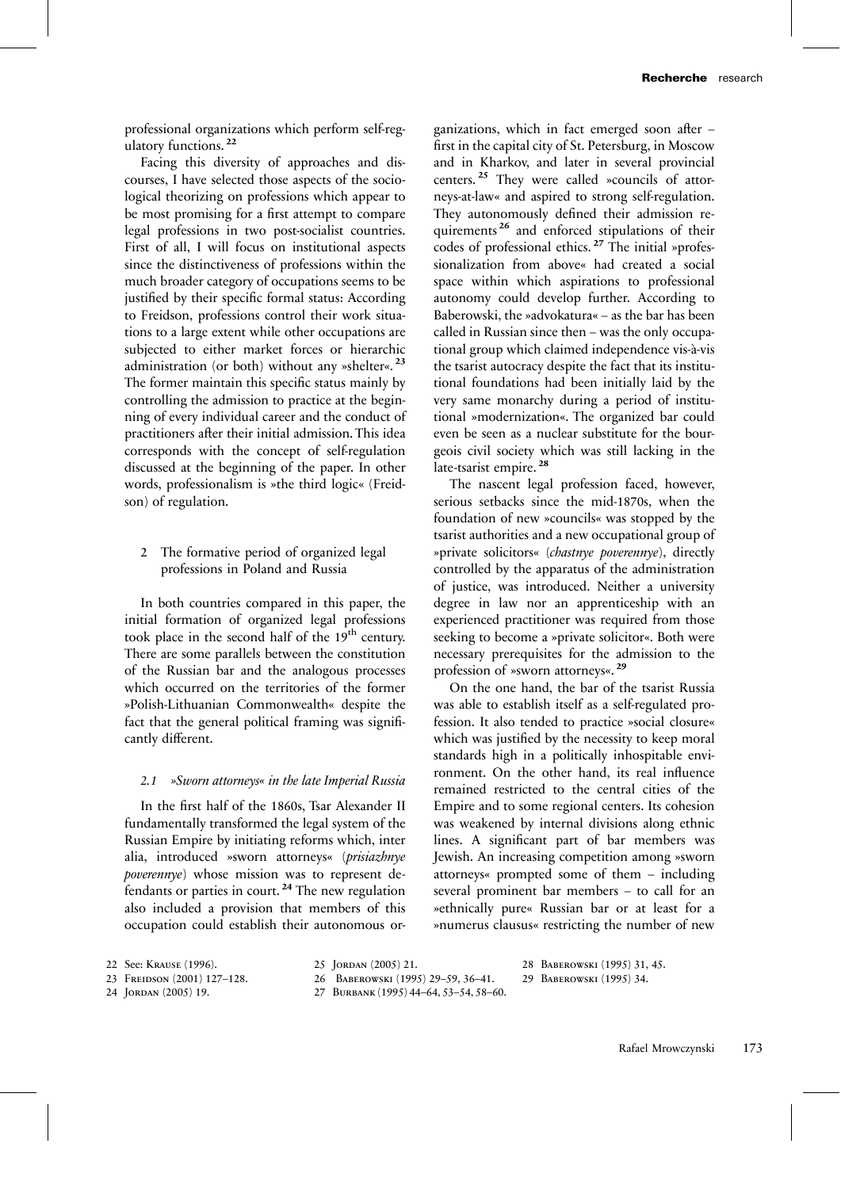professional organizations which perform self-regulatory functions.[22]

Facing this diversity of approaches and discourses, I have selected those aspects of the sociological theorizing on professions which appear to be most promising for a first attempt to compare legal professions in two post-socialist countries. First of all, I will focus on institutional aspects since the distinctiveness of professions within the much broader category of occupations seems to be justified by their specific formal status: According to Freidson, professions control their work situations to a large extent while other occupations are subjected to either market forces or hierarchic administration (or both) without any »shelter«.[23] The former maintain this specific status mainly by controlling the admission to practice at the beginning of every individual career and the conduct of practitioners after their initial admission. This idea corresponds with the concept of self-regulation discussed at the beginning of the paper. In other words, professionalism is »the third logic« (Freidson) of regulation.

## 2 The formative period of organized legal professions in Poland and Russia

In both countries compared in this paper, the initial formation of organized legal professions took place in the second half of the 19th century. There are some parallels between the constitution of the Russian bar and the analogous processes which occurred on the territories of the former »Polish-Lithuanian Commonwealth« despite the fact that the general political framing was significantly different.

### 2.1 »Sworn attorneys« in the late Imperial Russia

In the first half of the 1860s, Tsar Alexander II fundamentally transformed the legal system of the Russian Empire by initiating reforms which, inter alia, introduced »sworn attorneys« (*prisiazhnye poverennye*) whose mission was to represent defendants or parties in court.[24] The new regulation also included a provision that members of this occupation could establish their autonomous organizations, which in fact emerged soon after – first in the capital city of St. Petersburg, in Moscow and in Kharkov, and later in several provincial centers.[25] They were called »councils of attorneys-at-law« and aspired to strong self-regulation. They autonomously defined their admission requirements[26] and enforced stipulations of their codes of professional ethics.[27] The initial »professionalization from above« had created a social space within which aspirations to professional autonomy could develop further. According to Baberowski, the »advokatura« – as the bar has been called in Russian since then – was the only occupational group which claimed independence vis-à-vis the tsarist autocracy despite the fact that its institutional foundations had been initially laid by the very same monarchy during a period of institutional »modernization«. The organized bar could even be seen as a nuclear substitute for the bourgeois civil society which was still lacking in the late-tsarist empire.[28]

The nascent legal profession faced, however, serious setbacks since the mid-1870s, when the foundation of new »councils« was stopped by the tsarist authorities and a new occupational group of »private solicitors« (*chastnye poverennye*), directly controlled by the apparatus of the administration of justice, was introduced. Neither a university degree in law nor an apprenticeship with an experienced practitioner was required from those seeking to become a »private solicitor«. Both were necessary prerequisites for the admission to the profession of »sworn attorneys«.[29]

On the one hand, the bar of the tsarist Russia was able to establish itself as a self-regulated profession. It also tended to practice »social closure« which was justified by the necessity to keep moral standards high in a politically inhospitable environment. On the other hand, its real influence remained restricted to the central cities of the Empire and to some regional centers. Its cohesion was weakened by internal divisions along ethnic lines. A significant part of bar members was Jewish. An increasing competition among »sworn attorneys« prompted some of them – including several prominent bar members – to call for an »ethnically pure« Russian bar or at least for a »numerus clausus« restricting the number of new

22 See: Krause (1996).
23 Freidson (2001) 127–128.
24 Jordan (2005) 19.
25 Jordan (2005) 21.
26 Baberowski (1995) 29–59, 36–41.
27 Burbank (1995) 44–64, 53–54, 58–60.
28 Baberowski (1995) 31, 45.
29 Baberowski (1995) 34.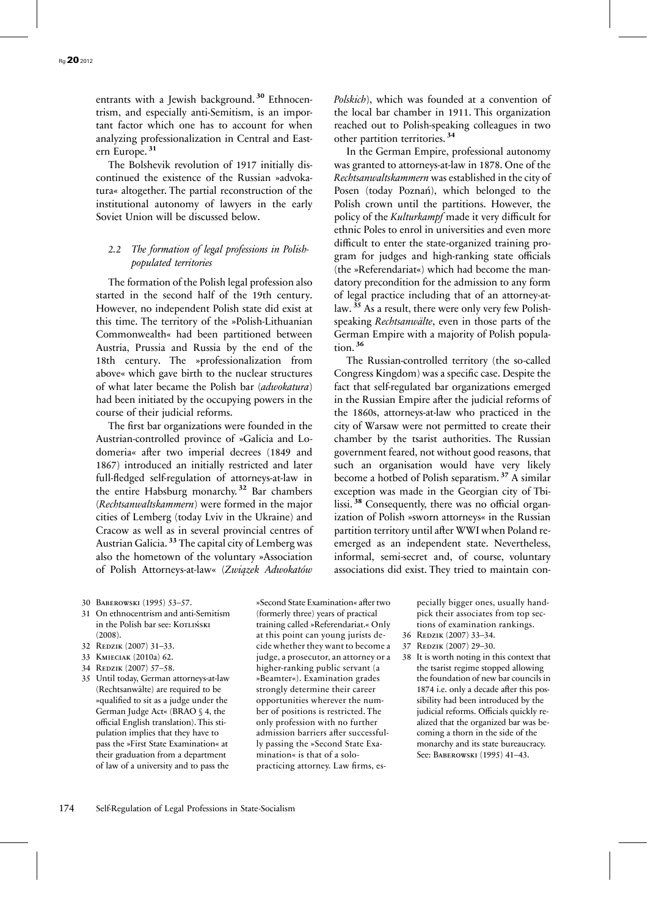entrants with a Jewish background.[30] Ethnocentrism, and especially anti-Semitism, is an important factor which one has to account for when analyzing professionalization in Central and Eastern Europe.[31]

The Bolshevik revolution of 1917 initially discontinued the existence of the Russian »advokatura« altogether. The partial reconstruction of the institutional autonomy of lawyers in the early Soviet Union will be discussed below.

### 2.2 The formation of legal professions in Polish-populated territories

The formation of the Polish legal profession also started in the second half of the 19th century. However, no independent Polish state did exist at this time. The territory of the »Polish-Lithuanian Commonwealth« had been partitioned between Austria, Prussia and Russia by the end of the 18th century. The »professionalization from above« which gave birth to the nuclear structures of what later became the Polish bar (*adwokatura*) had been initiated by the occupying powers in the course of their judicial reforms.

The first bar organizations were founded in the Austrian-controlled province of »Galicia and Lodomeria« after two imperial decrees (1849 and 1867) introduced an initially restricted and later full-fledged self-regulation of attorneys-at-law in the entire Habsburg monarchy.[32] Bar chambers (*Rechtsanwaltskammern*) were formed in the major cities of Lemberg (today Lviv in the Ukraine) and Cracow as well as in several provincial centres of Austrian Galicia.[33] The capital city of Lemberg was also the hometown of the voluntary »Association of Polish Attorneys-at-law« (*Związek Adwokatów Polskich*), which was founded at a convention of the local bar chamber in 1911. This organization reached out to Polish-speaking colleagues in two other partition territories.[34]

In the German Empire, professional autonomy was granted to attorneys-at-law in 1878. One of the *Rechtsanwaltskammern* was established in the city of Posen (today Poznań), which belonged to the Polish crown until the partitions. However, the policy of the *Kulturkampf* made it very difficult for ethnic Poles to enrol in universities and even more difficult to enter the state-organized training program for judges and high-ranking state officials (the »Referendariat«) which had become the mandatory precondition for the admission to any form of legal practice including that of an attorney-at-law.[35] As a result, there were only very few Polish-speaking *Rechtsanwälte*, even in those parts of the German Empire with a majority of Polish population.[36]

The Russian-controlled territory (the so-called Congress Kingdom) was a specific case. Despite the fact that self-regulated bar organizations emerged in the Russian Empire after the judicial reforms of the 1860s, attorneys-at-law who practiced in the city of Warsaw were not permitted to create their chamber by the tsarist authorities. The Russian government feared, not without good reasons, that such an organisation would have very likely become a hotbed of Polish separatism.[37] A similar exception was made in the Georgian city of Tbilissi.[38] Consequently, there was no official organization of Polish »sworn attorneys« in the Russian partition territory until after WWI when Poland re-emerged as an independent state. Nevertheless, informal, semi-secret and, of course, voluntary associations did exist. They tried to maintain con-

---

30 Baberowski (1995) 53–57.

31 On ethnocentrism and anti-Semitism in the Polish bar see: Kotliński (2008).

32 Redzik (2007) 31–33.

33 Kmieciak (2010a) 62.

34 Redzik (2007) 57–58.

35 Until today, German attorneys-at-law (Rechtsanwälte) are required to be »qualified to sit as a judge under the German Judge Act« (BRAO § 4, the official English translation). This stipulation implies that they have to pass the »First State Examination« at their graduation from a department of law of a university and to pass the »Second State Examination« after two (formerly three) years of practical training called »Referendariat.« Only at this point can young jurists decide whether they want to become a judge, a prosecutor, an attorney or a higher-ranking public servant (a »Beamter«). Examination grades strongly determine their career opportunities wherever the number of positions is restricted. The only profession with no further admission barriers after successfully passing the »Second State Examination« is that of a solo-practicing attorney. Law firms, especially bigger ones, usually handpick their associates from top sections of examination rankings.

36 Redzik (2007) 33–34.

37 Redzik (2007) 29–30.

38 It is worth noting in this context that the tsarist regime stopped allowing the foundation of new bar councils in 1874 i.e. only a decade after this possibility had been introduced by the judicial reforms. Officials quickly realized that the organized bar was becoming a thorn in the side of the monarchy and its state bureaucracy. See: Baberowski (1995) 41–43.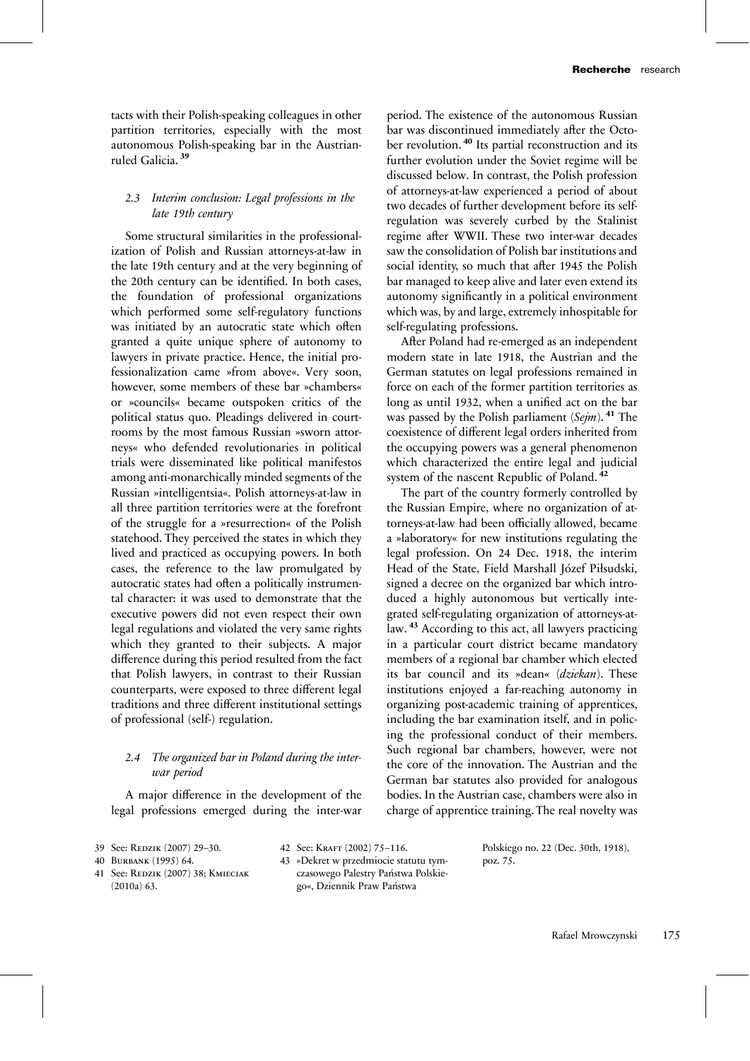tacts with their Polish-speaking colleagues in other partition territories, especially with the most autonomous Polish-speaking bar in the Austrian-ruled Galicia. [39]

### 2.3 Interim conclusion: Legal professions in the late 19th century

Some structural similarities in the professionalization of Polish and Russian attorneys-at-law in the late 19th century and at the very beginning of the 20th century can be identified. In both cases, the foundation of professional organizations which performed some self-regulatory functions was initiated by an autocratic state which often granted a quite unique sphere of autonomy to lawyers in private practice. Hence, the initial professionalization came »from above«. Very soon, however, some members of these bar »chambers« or »councils« became outspoken critics of the political status quo. Pleadings delivered in courtrooms by the most famous Russian »sworn attorneys« who defended revolutionaries in political trials were disseminated like political manifestos among anti-monarchically minded segments of the Russian »intelligentsia«. Polish attorneys-at-law in all three partition territories were at the forefront of the struggle for a »resurrection« of the Polish statehood. They perceived the states in which they lived and practiced as occupying powers. In both cases, the reference to the law promulgated by autocratic states had often a politically instrumental character: it was used to demonstrate that the executive powers did not even respect their own legal regulations and violated the very same rights which they granted to their subjects. A major difference during this period resulted from the fact that Polish lawyers, in contrast to their Russian counterparts, were exposed to three different legal traditions and three different institutional settings of professional (self-) regulation.

### 2.4 The organized bar in Poland during the inter-war period

A major difference in the development of the legal professions emerged during the inter-war period. The existence of the autonomous Russian bar was discontinued immediately after the October revolution. [40] Its partial reconstruction and its further evolution under the Soviet regime will be discussed below. In contrast, the Polish profession of attorneys-at-law experienced a period of about two decades of further development before its self-regulation was severely curbed by the Stalinist regime after WWII. These two inter-war decades saw the consolidation of Polish bar institutions and social identity, so much that after 1945 the Polish bar managed to keep alive and later even extend its autonomy significantly in a political environment which was, by and large, extremely inhospitable for self-regulating professions.

After Poland had re-emerged as an independent modern state in late 1918, the Austrian and the German statutes on legal professions remained in force on each of the former partition territories as long as until 1932, when a unified act on the bar was passed by the Polish parliament (*Sejm*). [41] The coexistence of different legal orders inherited from the occupying powers was a general phenomenon which characterized the entire legal and judicial system of the nascent Republic of Poland. [42]

The part of the country formerly controlled by the Russian Empire, where no organization of attorneys-at-law had been officially allowed, became a »laboratory« for new institutions regulating the legal profession. On 24 Dec. 1918, the interim Head of the State, Field Marshall Józef Piłsudski, signed a decree on the organized bar which introduced a highly autonomous but vertically integrated self-regulating organization of attorneys-at-law. [43] According to this act, all lawyers practicing in a particular court district became mandatory members of a regional bar chamber which elected its bar council and its »dean« (*dziekan*). These institutions enjoyed a far-reaching autonomy in organizing post-academic training of apprentices, including the bar examination itself, and in policing the professional conduct of their members. Such regional bar chambers, however, were not the core of the innovation. The Austrian and the German bar statutes also provided for analogous bodies. In the Austrian case, chambers were also in charge of apprentice training. The real novelty was

---

39 See: Redzik (2007) 29–30.

40 Burbank (1995) 64.

41 See: Redzik (2007) 38; Kmieciak (2010a) 63.

42 See: Kraft (2002) 75–116.

43 »Dekret w przedmiocie statutu tymczasowego Palestry Państwa Polskiego«, Dziennik Praw Państwa Polskiego no. 22 (Dec. 30th, 1918), poz. 75.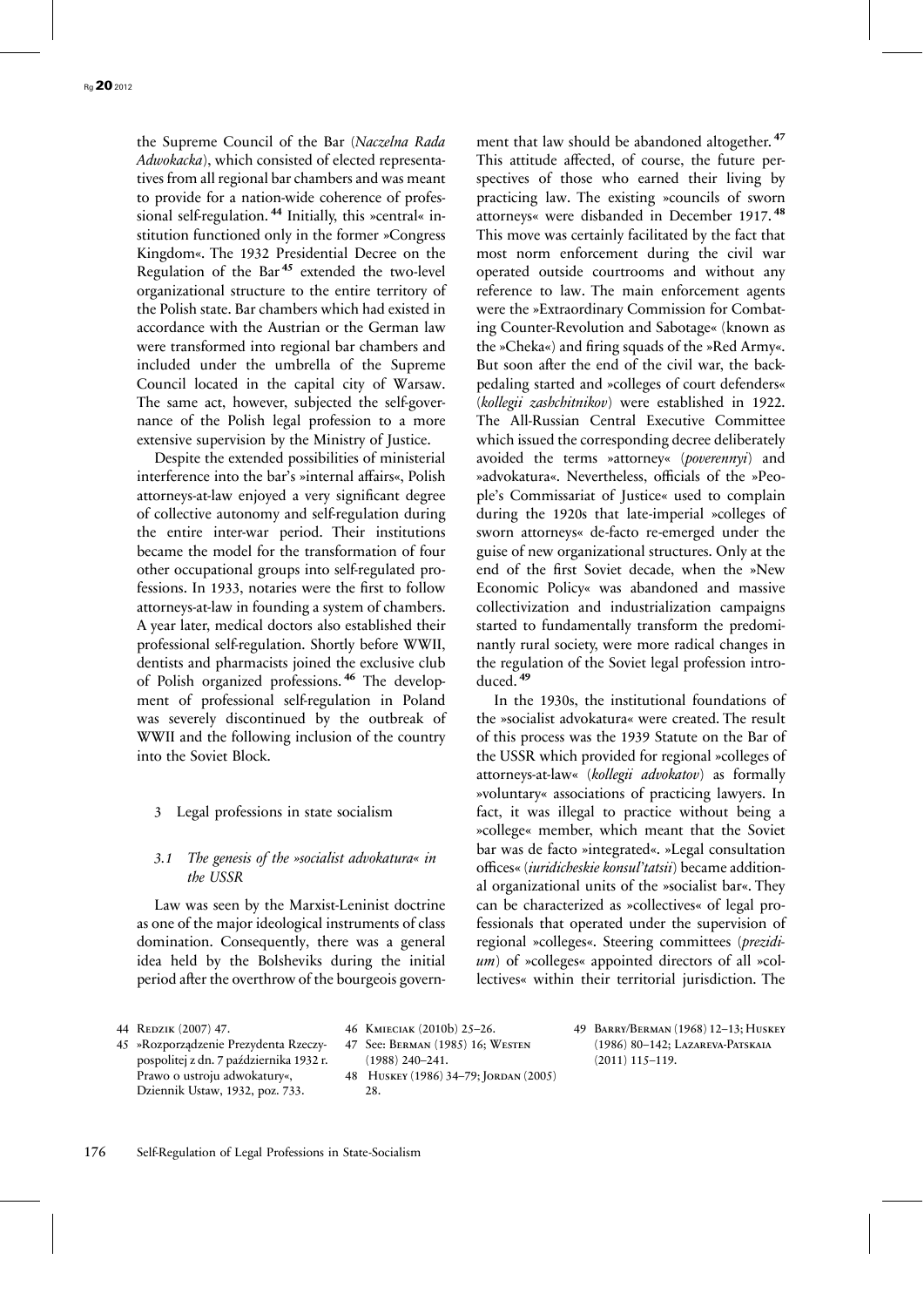the Supreme Council of the Bar (*Naczelna Rada Adwokacka*), which consisted of elected representatives from all regional bar chambers and was meant to provide for a nation-wide coherence of professional self-regulation. [44] Initially, this »central« institution functioned only in the former »Congress Kingdom«. The 1932 Presidential Decree on the Regulation of the Bar [45] extended the two-level organizational structure to the entire territory of the Polish state. Bar chambers which had existed in accordance with the Austrian or the German law were transformed into regional bar chambers and included under the umbrella of the Supreme Council located in the capital city of Warsaw. The same act, however, subjected the self-governance of the Polish legal profession to a more extensive supervision by the Ministry of Justice.

Despite the extended possibilities of ministerial interference into the bar's »internal affairs«, Polish attorneys-at-law enjoyed a very significant degree of collective autonomy and self-regulation during the entire inter-war period. Their institutions became the model for the transformation of four other occupational groups into self-regulated professions. In 1933, notaries were the first to follow attorneys-at-law in founding a system of chambers. A year later, medical doctors also established their professional self-regulation. Shortly before WWII, dentists and pharmacists joined the exclusive club of Polish organized professions. [46] The development of professional self-regulation in Poland was severely discontinued by the outbreak of WWII and the following inclusion of the country into the Soviet Block.

## 3 Legal professions in state socialism

### 3.1 *The genesis of the »socialist advokatura« in the USSR*

Law was seen by the Marxist-Leninist doctrine as one of the major ideological instruments of class domination. Consequently, there was a general idea held by the Bolsheviks during the initial period after the overthrow of the bourgeois government that law should be abandoned altogether. [47] This attitude affected, of course, the future perspectives of those who earned their living by practicing law. The existing »councils of sworn attorneys« were disbanded in December 1917. [48] This move was certainly facilitated by the fact that most norm enforcement during the civil war operated outside courtrooms and without any reference to law. The main enforcement agents were the »Extraordinary Commission for Combating Counter-Revolution and Sabotage« (known as the »Cheka«) and firing squads of the »Red Army«. But soon after the end of the civil war, the back-pedaling started and »colleges of court defenders« (*kollegii zashchitnikov*) were established in 1922. The All-Russian Central Executive Committee which issued the corresponding decree deliberately avoided the terms »attorney« (*poverennyi*) and »advokatura«. Nevertheless, officials of the »People's Commissariat of Justice« used to complain during the 1920s that late-imperial »colleges of sworn attorneys« de-facto re-emerged under the guise of new organizational structures. Only at the end of the first Soviet decade, when the »New Economic Policy« was abandoned and massive collectivization and industrialization campaigns started to fundamentally transform the predominantly rural society, were more radical changes in the regulation of the Soviet legal profession introduced. [49]

In the 1930s, the institutional foundations of the »socialist advokatura« were created. The result of this process was the 1939 Statute on the Bar of the USSR which provided for regional »colleges of attorneys-at-law« (*kollegii advokatov*) as formally »voluntary« associations of practicing lawyers. In fact, it was illegal to practice without being a »college« member, which meant that the Soviet bar was de facto »integrated«. »Legal consultation offices« (*iuridicheskie konsul'tatsii*) became additional organizational units of the »socialist bar«. They can be characterized as »collectives« of legal professionals that operated under the supervision of regional »colleges«. Steering committees (*prezidium*) of »colleges« appointed directors of all »collectives« within their territorial jurisdiction. The

---

44 Redzik (2007) 47.

45 »Rozporządzenie Prezydenta Rzeczypospolitej z dn. 7 października 1932 r. Prawo o ustroju adwokatury«, Dziennik Ustaw, 1932, poz. 733.

46 Kmieciak (2010b) 25–26.

47 See: Berman (1985) 16; Westen (1988) 240–241.

48 Huskey (1986) 34–79; Jordan (2005) 28.

49 Barry/Berman (1968) 12–13; Huskey (1986) 80–142; Lazareva-Patskaia (2011) 115–119.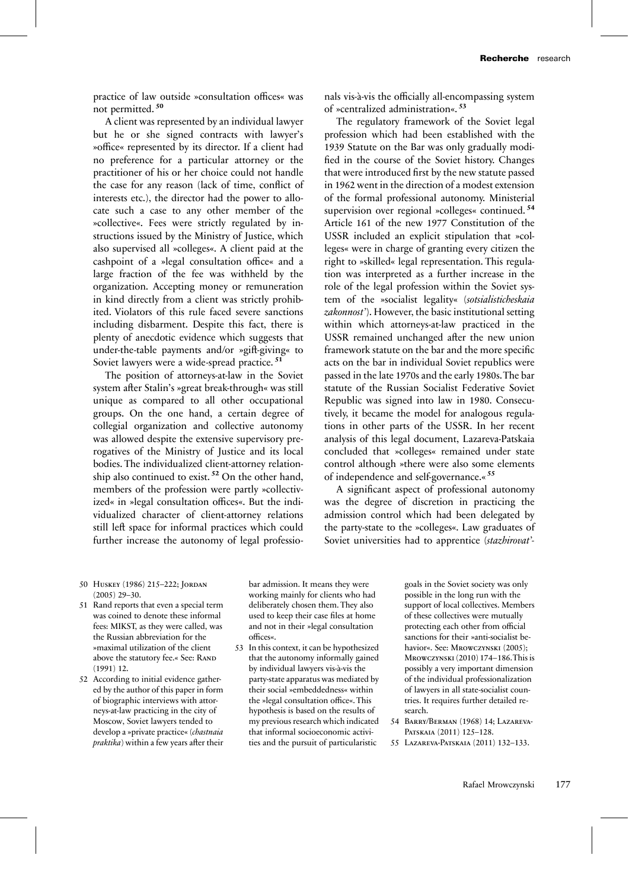practice of law outside »consultation offices« was not permitted. [50]

A client was represented by an individual lawyer but he or she signed contracts with lawyer's »office« represented by its director. If a client had no preference for a particular attorney or the practitioner of his or her choice could not handle the case for any reason (lack of time, conflict of interests etc.), the director had the power to allocate such a case to any other member of the »collective«. Fees were strictly regulated by instructions issued by the Ministry of Justice, which also supervised all »colleges«. A client paid at the cashpoint of a »legal consultation office« and a large fraction of the fee was withheld by the organization. Accepting money or remuneration in kind directly from a client was strictly prohibited. Violators of this rule faced severe sanctions including disbarment. Despite this fact, there is plenty of anecdotic evidence which suggests that under-the-table payments and/or »gift-giving« to Soviet lawyers were a wide-spread practice. [51]

The position of attorneys-at-law in the Soviet system after Stalin's »great break-through« was still unique as compared to all other occupational groups. On the one hand, a certain degree of collegial organization and collective autonomy was allowed despite the extensive supervisory prerogatives of the Ministry of Justice and its local bodies. The individualized client-attorney relationship also continued to exist. [52] On the other hand, members of the profession were partly »collectivized« in »legal consultation offices«. But the individualized character of client-attorney relations still left space for informal practices which could further increase the autonomy of legal professionals vis-à-vis the officially all-encompassing system of »centralized administration«. [53]

The regulatory framework of the Soviet legal profession which had been established with the 1939 Statute on the Bar was only gradually modified in the course of the Soviet history. Changes that were introduced first by the new statute passed in 1962 went in the direction of a modest extension of the formal professional autonomy. Ministerial supervision over regional »colleges« continued. [54] Article 161 of the new 1977 Constitution of the USSR included an explicit stipulation that »colleges« were in charge of granting every citizen the right to »skilled« legal representation. This regulation was interpreted as a further increase in the role of the legal profession within the Soviet system of the »socialist legality« (*sotsialisticheskaia zakonnost'*). However, the basic institutional setting within which attorneys-at-law practiced in the USSR remained unchanged after the new union framework statute on the bar and the more specific acts on the bar in individual Soviet republics were passed in the late 1970s and the early 1980s. The bar statute of the Russian Socialist Federative Soviet Republic was signed into law in 1980. Consecutively, it became the model for analogous regulations in other parts of the USSR. In her recent analysis of this legal document, Lazareva-Patskaia concluded that »colleges« remained under state control although »there were also some elements of independence and self-governance.« [55]

A significant aspect of professional autonomy was the degree of discretion in practicing the admission control which had been delegated by the party-state to the »colleges«. Law graduates of Soviet universities had to apprentice (*stazhirovat'*-

---

50 Huskey (1986) 215–222; Jordan (2005) 29–30.

51 Rand reports that even a special term was coined to denote these informal fees: MIKST, as they were called, was the Russian abbreviation for the »maximal utilization of the client above the statutory fee.« See: Rand (1991) 12.

52 According to initial evidence gathered by the author of this paper in form of biographic interviews with attorneys-at-law practicing in the city of Moscow, Soviet lawyers tended to develop a »private practice« (*chastnaia praktika*) within a few years after their bar admission. It means they were working mainly for clients who had deliberately chosen them. They also used to keep their case files at home and not in their »legal consultation offices«.

53 In this context, it can be hypothesized that the autonomy informally gained by individual lawyers vis-à-vis the party-state apparatus was mediated by their social »embeddedness« within the »legal consultation office«. This hypothesis is based on the results of my previous research which indicated that informal socioeconomic activities and the pursuit of particularistic goals in the Soviet society was only possible in the long run with the support of local collectives. Members of these collectives were mutually protecting each other from official sanctions for their »anti-socialist behavior«. See: Mrowczynski (2005); Mrowczynski (2010) 174–186. This is possibly a very important dimension of the individual professionalization of lawyers in all state-socialist countries. It requires further detailed research.

54 Barry/Berman (1968) 14; Lazareva-Patskaia (2011) 125–128.

55 Lazareva-Patskaia (2011) 132–133.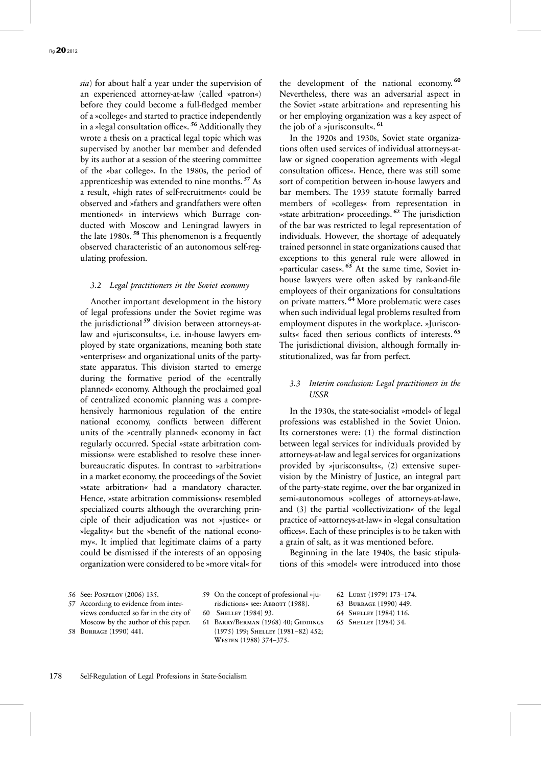*sia*) for about half a year under the supervision of an experienced attorney-at-law (called »patron«) before they could become a full-fledged member of a »college« and started to practice independently in a »legal consultation office«.[56] Additionally they wrote a thesis on a practical legal topic which was supervised by another bar member and defended by its author at a session of the steering committee of the »bar college«. In the 1980s, the period of apprenticeship was extended to nine months.[57] As a result, »high rates of self-recruitment« could be observed and »fathers and grandfathers were often mentioned« in interviews which Burrage conducted with Moscow and Leningrad lawyers in the late 1980s.[58] This phenomenon is a frequently observed characteristic of an autonomous self-regulating profession.

### *3.2 Legal practitioners in the Soviet economy*

Another important development in the history of legal professions under the Soviet regime was the jurisdictional[59] division between attorneys-at-law and »jurisconsults«, i.e. in-house lawyers employed by state organizations, meaning both state »enterprises« and organizational units of the party-state apparatus. This division started to emerge during the formative period of the »centrally planned« economy. Although the proclaimed goal of centralized economic planning was a comprehensively harmonious regulation of the entire national economy, conflicts between different units of the »centrally planned« economy in fact regularly occurred. Special »state arbitration commissions« were established to resolve these inner-bureaucratic disputes. In contrast to »arbitration« in a market economy, the proceedings of the Soviet »state arbitration« had a mandatory character. Hence, »state arbitration commissions« resembled specialized courts although the overarching principle of their adjudication was not »justice« or »legality« but the »benefit of the national economy«. It implied that legitimate claims of a party could be dismissed if the interests of an opposing organization were considered to be »more vital« for the development of the national economy.[60] Nevertheless, there was an adversarial aspect in the Soviet »state arbitration« and representing his or her employing organization was a key aspect of the job of a »jurisconsult«.[61]

In the 1920s and 1930s, Soviet state organizations often used services of individual attorneys-at-law or signed cooperation agreements with »legal consultation offices«. Hence, there was still some sort of competition between in-house lawyers and bar members. The 1939 statute formally barred members of »colleges« from representation in »state arbitration« proceedings.[62] The jurisdiction of the bar was restricted to legal representation of individuals. However, the shortage of adequately trained personnel in state organizations caused that exceptions to this general rule were allowed in »particular cases«.[63] At the same time, Soviet in-house lawyers were often asked by rank-and-file employees of their organizations for consultations on private matters.[64] More problematic were cases when such individual legal problems resulted from employment disputes in the workplace. »Jurisconsults« faced then serious conflicts of interests.[65] The jurisdictional division, although formally institutionalized, was far from perfect.

### *3.3 Interim conclusion: Legal practitioners in the USSR*

In the 1930s, the state-socialist »model« of legal professions was established in the Soviet Union. Its cornerstones were: (1) the formal distinction between legal services for individuals provided by attorneys-at-law and legal services for organizations provided by »jurisconsults«, (2) extensive supervision by the Ministry of Justice, an integral part of the party-state regime, over the bar organized in semi-autonomous »colleges of attorneys-at-law«, and (3) the partial »collectivization« of the legal practice of »attorneys-at-law« in »legal consultation offices«. Each of these principles is to be taken with a grain of salt, as it was mentioned before.

Beginning in the late 1940s, the basic stipulations of this »model« were introduced into those

---

56 See: Pospelov (2006) 135.

57 According to evidence from interviews conducted so far in the city of Moscow by the author of this paper.

58 Burrage (1990) 441.

59 On the concept of professional »jurisdictions« see: Abbott (1988).

60 Shelley (1984) 93.

61 Barry/Berman (1968) 40; Giddings (1975) 199; Shelley (1981–82) 452; Westen (1988) 374–375.

62 Luryi (1979) 173–174.

63 Burrage (1990) 449.

64 Shelley (1984) 116.

65 Shelley (1984) 34.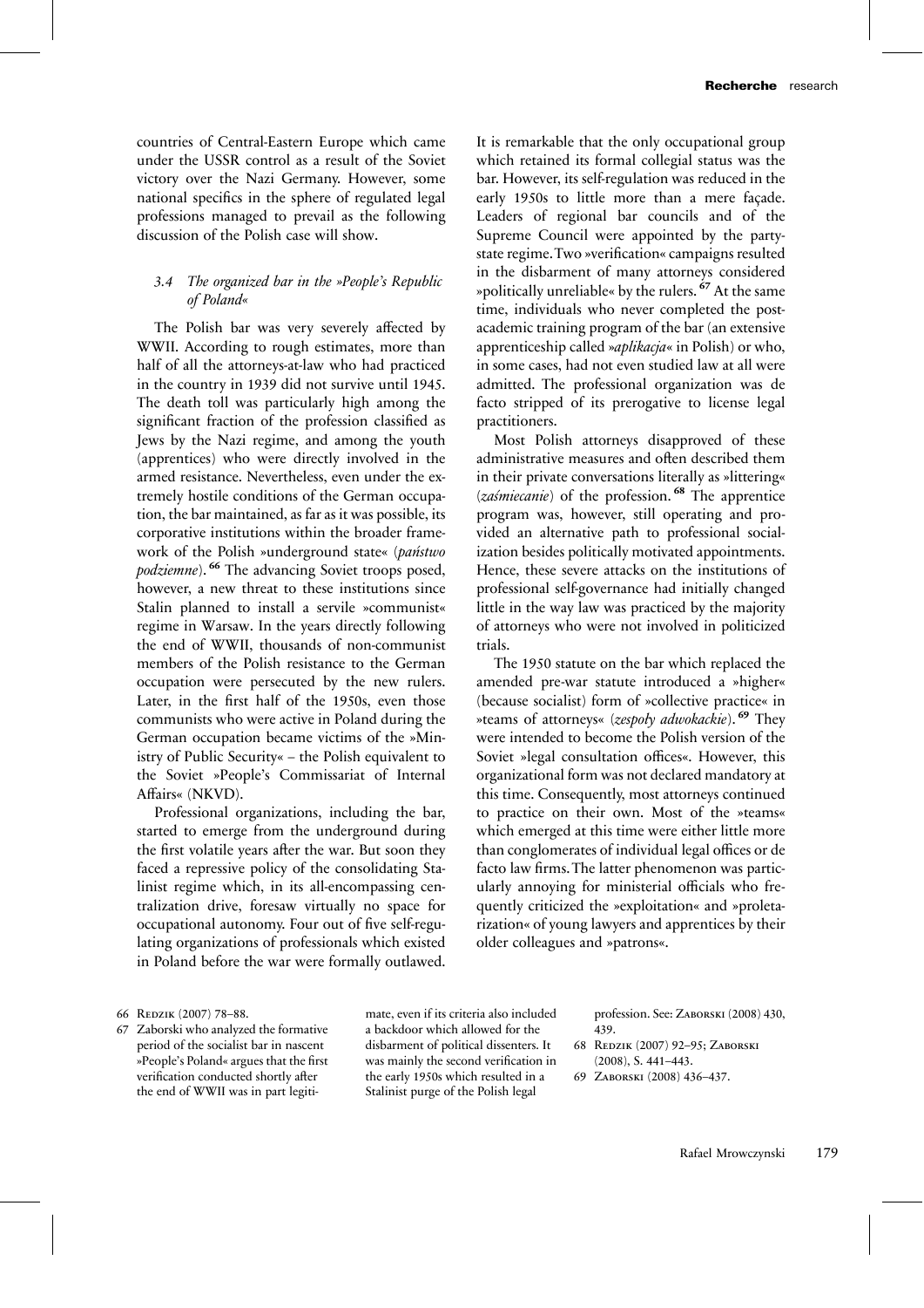countries of Central-Eastern Europe which came under the USSR control as a result of the Soviet victory over the Nazi Germany. However, some national specifics in the sphere of regulated legal professions managed to prevail as the following discussion of the Polish case will show.

### 3.4 *The organized bar in the »People's Republic of Poland«*

The Polish bar was very severely affected by WWII. According to rough estimates, more than half of all the attorneys-at-law who had practiced in the country in 1939 did not survive until 1945. The death toll was particularly high among the significant fraction of the profession classified as Jews by the Nazi regime, and among the youth (apprentices) who were directly involved in the armed resistance. Nevertheless, even under the extremely hostile conditions of the German occupation, the bar maintained, as far as it was possible, its corporative institutions within the broader framework of the Polish »underground state« (*państwo podziemne*).[66] The advancing Soviet troops posed, however, a new threat to these institutions since Stalin planned to install a servile »communist« regime in Warsaw. In the years directly following the end of WWII, thousands of non-communist members of the Polish resistance to the German occupation were persecuted by the new rulers. Later, in the first half of the 1950s, even those communists who were active in Poland during the German occupation became victims of the »Ministry of Public Security« – the Polish equivalent to the Soviet »People's Commissariat of Internal Affairs« (NKVD).

Professional organizations, including the bar, started to emerge from the underground during the first volatile years after the war. But soon they faced a repressive policy of the consolidating Stalinist regime which, in its all-encompassing centralization drive, foresaw virtually no space for occupational autonomy. Four out of five self-regulating organizations of professionals which existed in Poland before the war were formally outlawed. It is remarkable that the only occupational group which retained its formal collegial status was the bar. However, its self-regulation was reduced in the early 1950s to little more than a mere façade. Leaders of regional bar councils and of the Supreme Council were appointed by the party-state regime. Two »verification« campaigns resulted in the disbarment of many attorneys considered »politically unreliable« by the rulers.[67] At the same time, individuals who never completed the post-academic training program of the bar (an extensive apprenticeship called »*aplikacja*« in Polish) or who, in some cases, had not even studied law at all were admitted. The professional organization was de facto stripped of its prerogative to license legal practitioners.

Most Polish attorneys disapproved of these administrative measures and often described them in their private conversations literally as »littering« (*zaśmiecanie*) of the profession.[68] The apprentice program was, however, still operating and provided an alternative path to professional socialization besides politically motivated appointments. Hence, these severe attacks on the institutions of professional self-governance had initially changed little in the way law was practiced by the majority of attorneys who were not involved in politicized trials.

The 1950 statute on the bar which replaced the amended pre-war statute introduced a »higher« (because socialist) form of »collective practice« in »teams of attorneys« (*zespoły adwokackie*).[69] They were intended to become the Polish version of the Soviet »legal consultation offices«. However, this organizational form was not declared mandatory at this time. Consequently, most attorneys continued to practice on their own. Most of the »teams« which emerged at this time were either little more than conglomerates of individual legal offices or de facto law firms. The latter phenomenon was particularly annoying for ministerial officials who frequently criticized the »exploitation« and »proletarization« of young lawyers and apprentices by their older colleagues and »patrons«.

---

66 Redzik (2007) 78–88.

67 Zaborski who analyzed the formative period of the socialist bar in nascent »People's Poland« argues that the first verification conducted shortly after the end of WWII was in part legitimate, even if its criteria also included a backdoor which allowed for the disbarment of political dissenters. It was mainly the second verification in the early 1950s which resulted in a Stalinist purge of the Polish legal profession. See: Zaborski (2008) 430, 439.

68 Redzik (2007) 92–95; Zaborski (2008), S. 441–443.

69 Zaborski (2008) 436–437.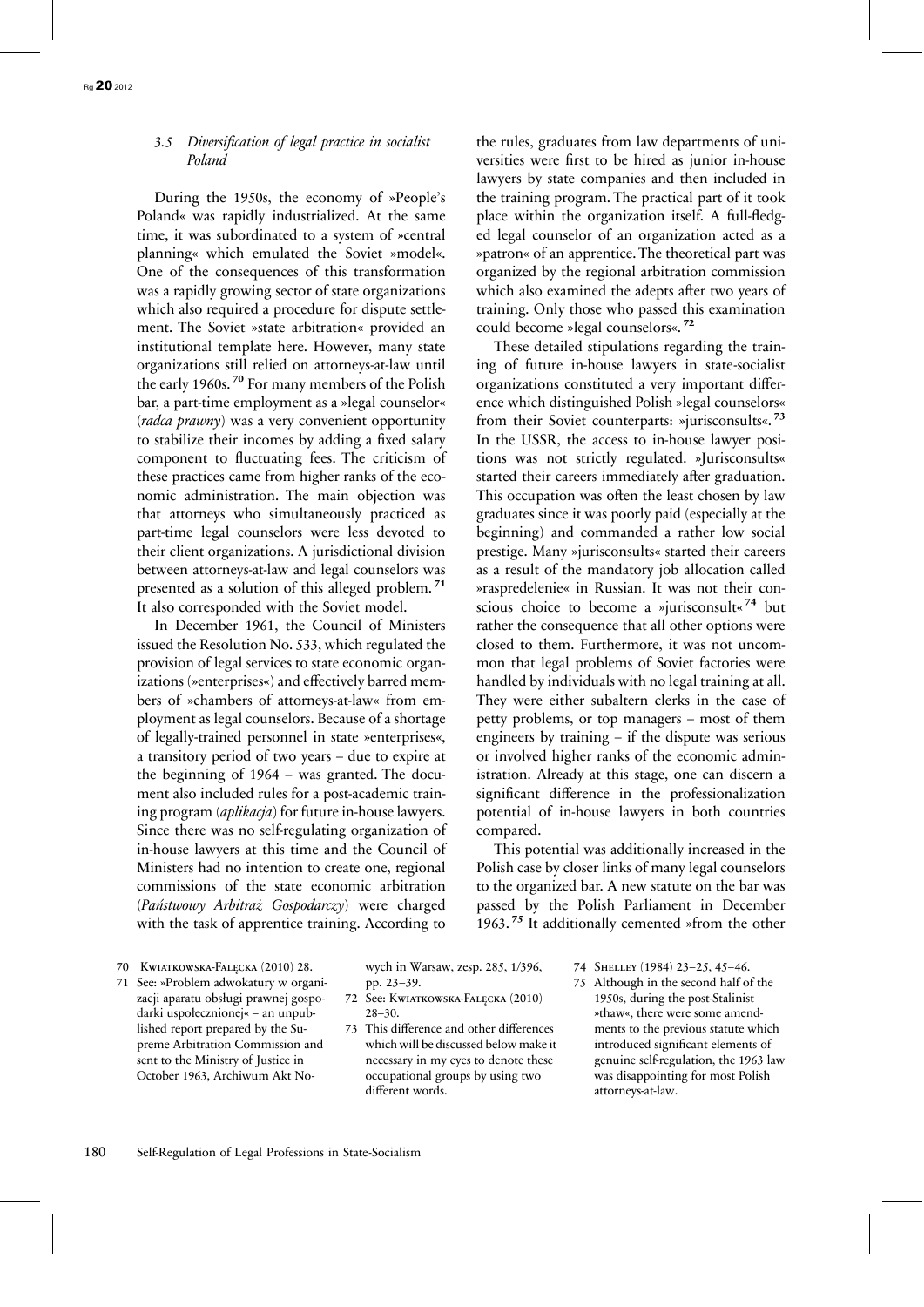### 3.5 *Diversification of legal practice in socialist Poland*

During the 1950s, the economy of »People's Poland« was rapidly industrialized. At the same time, it was subordinated to a system of »central planning« which emulated the Soviet »model«. One of the consequences of this transformation was a rapidly growing sector of state organizations which also required a procedure for dispute settlement. The Soviet »state arbitration« provided an institutional template here. However, many state organizations still relied on attorneys-at-law until the early 1960s.[70] For many members of the Polish bar, a part-time employment as a »legal counselor« (*radca prawny*) was a very convenient opportunity to stabilize their incomes by adding a fixed salary component to fluctuating fees. The criticism of these practices came from higher ranks of the economic administration. The main objection was that attorneys who simultaneously practiced as part-time legal counselors were less devoted to their client organizations. A jurisdictional division between attorneys-at-law and legal counselors was presented as a solution of this alleged problem.[71] It also corresponded with the Soviet model.

In December 1961, the Council of Ministers issued the Resolution No. 533, which regulated the provision of legal services to state economic organizations (»enterprises«) and effectively barred members of »chambers of attorneys-at-law« from employment as legal counselors. Because of a shortage of legally-trained personnel in state »enterprises«, a transitory period of two years – due to expire at the beginning of 1964 – was granted. The document also included rules for a post-academic training program (*aplikacja*) for future in-house lawyers. Since there was no self-regulating organization of in-house lawyers at this time and the Council of Ministers had no intention to create one, regional commissions of the state economic arbitration (*Państwowy Arbitraż Gospodarczy*) were charged with the task of apprentice training. According to the rules, graduates from law departments of universities were first to be hired as junior in-house lawyers by state companies and then included in the training program. The practical part of it took place within the organization itself. A full-fledged legal counselor of an organization acted as a »patron« of an apprentice. The theoretical part was organized by the regional arbitration commission which also examined the adepts after two years of training. Only those who passed this examination could become »legal counselors«.[72]

These detailed stipulations regarding the training of future in-house lawyers in state-socialist organizations constituted a very important difference which distinguished Polish »legal counselors« from their Soviet counterparts: »jurisconsults«.[73] In the USSR, the access to in-house lawyer positions was not strictly regulated. »Jurisconsults« started their careers immediately after graduation. This occupation was often the least chosen by law graduates since it was poorly paid (especially at the beginning) and commanded a rather low social prestige. Many »jurisconsults« started their careers as a result of the mandatory job allocation called »raspredelenie« in Russian. It was not their conscious choice to become a »jurisconsult«[74] but rather the consequence that all other options were closed to them. Furthermore, it was not uncommon that legal problems of Soviet factories were handled by individuals with no legal training at all. They were either subaltern clerks in the case of petty problems, or top managers – most of them engineers by training – if the dispute was serious or involved higher ranks of the economic administration. Already at this stage, one can discern a significant difference in the professionalization potential of in-house lawyers in both countries compared.

This potential was additionally increased in the Polish case by closer links of many legal counselors to the organized bar. A new statute on the bar was passed by the Polish Parliament in December 1963.[75] It additionally cemented »from the other

---

70 Kwiatkowska-Falęcka (2010) 28.

71 See: »Problem adwokatury w organizacji aparatu obsługi prawnej gospodarki uspołecznionej« – an unpublished report prepared by the Supreme Arbitration Commission and sent to the Ministry of Justice in October 1963, Archiwum Akt Nowych in Warsaw, zesp. 285, 1/396, pp. 23–39.

72 See: Kwiatkowska-Falęcka (2010) 28–30.

73 This difference and other differences which will be discussed below make it necessary in my eyes to denote these occupational groups by using two different words.

74 Shelley (1984) 23–25, 45–46.

75 Although in the second half of the 1950s, during the post-Stalinist »thaw«, there were some amendments to the previous statute which introduced significant elements of genuine self-regulation, the 1963 law was disappointing for most Polish attorneys-at-law.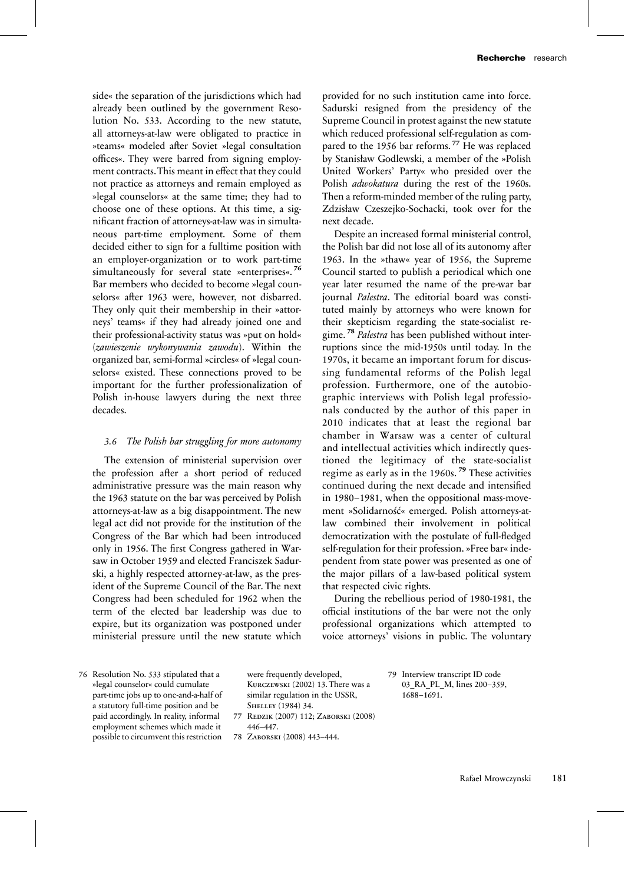side« the separation of the jurisdictions which had already been outlined by the government Resolution No. 533. According to the new statute, all attorneys-at-law were obligated to practice in »teams« modeled after Soviet »legal consultation offices«. They were barred from signing employment contracts. This meant in effect that they could not practice as attorneys and remain employed as »legal counselors« at the same time; they had to choose one of these options. At this time, a significant fraction of attorneys-at-law was in simultaneous part-time employment. Some of them decided either to sign for a fulltime position with an employer-organization or to work part-time simultaneously for several state »enterprises«.[76] Bar members who decided to become »legal counselors« after 1963 were, however, not disbarred. They only quit their membership in their »attorneys' teams« if they had already joined one and their professional-activity status was »put on hold« (*zawieszenie wykonywania zawodu*). Within the organized bar, semi-formal »circles« of »legal counselors« existed. These connections proved to be important for the further professionalization of Polish in-house lawyers during the next three decades.

### 3.6 The Polish bar struggling for more autonomy

The extension of ministerial supervision over the profession after a short period of reduced administrative pressure was the main reason why the 1963 statute on the bar was perceived by Polish attorneys-at-law as a big disappointment. The new legal act did not provide for the institution of the Congress of the Bar which had been introduced only in 1956. The first Congress gathered in Warsaw in October 1959 and elected Franciszek Sadurski, a highly respected attorney-at-law, as the president of the Supreme Council of the Bar. The next Congress had been scheduled for 1962 when the term of the elected bar leadership was due to expire, but its organization was postponed under ministerial pressure until the new statute which provided for no such institution came into force. Sadurski resigned from the presidency of the Supreme Council in protest against the new statute which reduced professional self-regulation as compared to the 1956 bar reforms.[77] He was replaced by Stanisław Godlewski, a member of the »Polish United Workers' Party« who presided over the Polish *adwokatura* during the rest of the 1960s. Then a reform-minded member of the ruling party, Zdzisław Czeszejko-Sochacki, took over for the next decade.

Despite an increased formal ministerial control, the Polish bar did not lose all of its autonomy after 1963. In the »thaw« year of 1956, the Supreme Council started to publish a periodical which one year later resumed the name of the pre-war bar journal *Palestra*. The editorial board was constituted mainly by attorneys who were known for their skepticism regarding the state-socialist regime.[78] *Palestra* has been published without interruptions since the mid-1950s until today. In the 1970s, it became an important forum for discussing fundamental reforms of the Polish legal profession. Furthermore, one of the autobiographic interviews with Polish legal professionals conducted by the author of this paper in 2010 indicates that at least the regional bar chamber in Warsaw was a center of cultural and intellectual activities which indirectly questioned the legitimacy of the state-socialist regime as early as in the 1960s.[79] These activities continued during the next decade and intensified in 1980–1981, when the oppositional mass-movement »Solidarność« emerged. Polish attorneys-at-law combined their involvement in political democratization with the postulate of full-fledged self-regulation for their profession. »Free bar« independent from state power was presented as one of the major pillars of a law-based political system that respected civic rights.

During the rebellious period of 1980-1981, the official institutions of the bar were not the only professional organizations which attempted to voice attorneys' visions in public. The voluntary

---

76 Resolution No. 533 stipulated that a »legal counselor« could cumulate part-time jobs up to one-and-a-half of a statutory full-time position and be paid accordingly. In reality, informal employment schemes which made it possible to circumvent this restriction were frequently developed, Kurczewski (2002) 13. There was a similar regulation in the USSR, Shelley (1984) 34.

77 Redzik (2007) 112; Zaborski (2008) 446–447.

78 Zaborski (2008) 443–444.

79 Interview transcript ID code 03_RA_PL_M, lines 200–359, 1688–1691.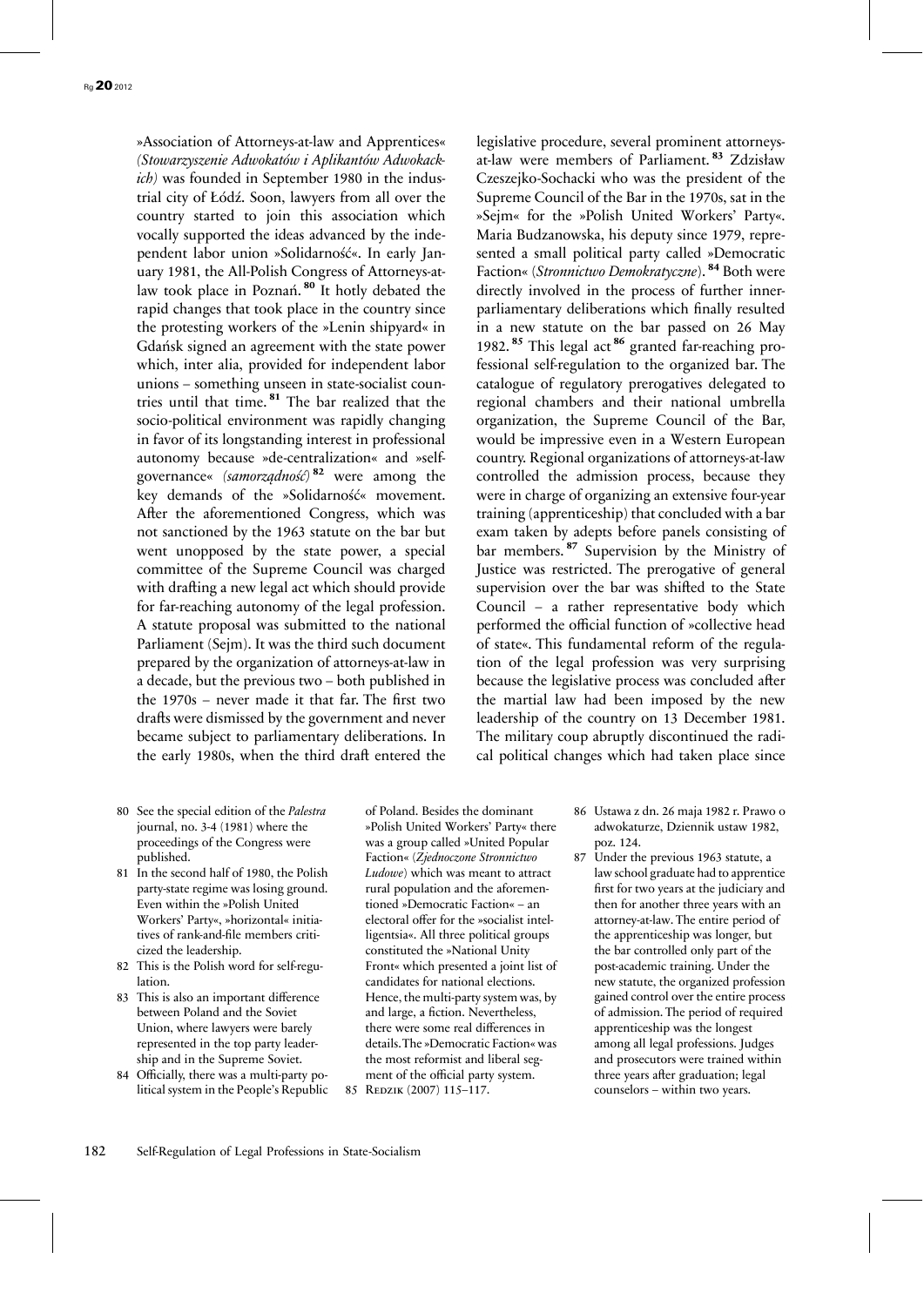»Association of Attorneys-at-law and Apprentices« *(Stowarzyszenie Adwokatów i Aplikantów Adwokackich)* was founded in September 1980 in the industrial city of Łódź. Soon, lawyers from all over the country started to join this association which vocally supported the ideas advanced by the independent labor union »Solidarność«. In early January 1981, the All-Polish Congress of Attorneys-at-law took place in Poznań.[80] It hotly debated the rapid changes that took place in the country since the protesting workers of the »Lenin shipyard« in Gdańsk signed an agreement with the state power which, inter alia, provided for independent labor unions – something unseen in state-socialist countries until that time.[81] The bar realized that the socio-political environment was rapidly changing in favor of its longstanding interest in professional autonomy because »de-centralization« and »self-governance« *(samorządność)*[82] were among the key demands of the »Solidarność« movement. After the aforementioned Congress, which was not sanctioned by the 1963 statute on the bar but went unopposed by the state power, a special committee of the Supreme Council was charged with drafting a new legal act which should provide for far-reaching autonomy of the legal profession. A statute proposal was submitted to the national Parliament (Sejm). It was the third such document prepared by the organization of attorneys-at-law in a decade, but the previous two – both published in the 1970s – never made it that far. The first two drafts were dismissed by the government and never became subject to parliamentary deliberations. In the early 1980s, when the third draft entered the legislative procedure, several prominent attorneys-at-law were members of Parliament.[83] Zdzisław Czeszejko-Sochacki who was the president of the Supreme Council of the Bar in the 1970s, sat in the »Sejm« for the »Polish United Workers' Party«. Maria Budzanowska, his deputy since 1979, represented a small political party called »Democratic Faction« (*Stronnictwo Demokratyczne*).[84] Both were directly involved in the process of further inner-parliamentary deliberations which finally resulted in a new statute on the bar passed on 26 May 1982.[85] This legal act[86] granted far-reaching professional self-regulation to the organized bar. The catalogue of regulatory prerogatives delegated to regional chambers and their national umbrella organization, the Supreme Council of the Bar, would be impressive even in a Western European country. Regional organizations of attorneys-at-law controlled the admission process, because they were in charge of organizing an extensive four-year training (apprenticeship) that concluded with a bar exam taken by adepts before panels consisting of bar members.[87] Supervision by the Ministry of Justice was restricted. The prerogative of general supervision over the bar was shifted to the State Council – a rather representative body which performed the official function of »collective head of state«. This fundamental reform of the regulation of the legal profession was very surprising because the legislative process was concluded after the martial law had been imposed by the new leadership of the country on 13 December 1981. The military coup abruptly discontinued the radical political changes which had taken place since

80 See the special edition of the *Palestra* journal, no. 3-4 (1981) where the proceedings of the Congress were published.

81 In the second half of 1980, the Polish party-state regime was losing ground. Even within the »Polish United Workers' Party«, »horizontal« initiatives of rank-and-file members criticized the leadership.

82 This is the Polish word for self-regulation.

83 This is also an important difference between Poland and the Soviet Union, where lawyers were barely represented in the top party leadership and in the Supreme Soviet.

84 Officially, there was a multi-party political system in the People's Republic of Poland. Besides the dominant »Polish United Workers' Party« there was a group called »United Popular Faction« (*Zjednoczone Stronnictwo Ludowe*) which was meant to attract rural population and the aforementioned »Democratic Faction« – an electoral offer for the »socialist intelligentsia«. All three political groups constituted the »National Unity Front« which presented a joint list of candidates for national elections. Hence, the multi-party system was, by and large, a fiction. Nevertheless, there were some real differences in details. The »Democratic Faction« was the most reformist and liberal segment of the official party system.

85 Redzik (2007) 115–117.

86 Ustawa z dn. 26 maja 1982 r. Prawo o adwokaturze, Dziennik ustaw 1982, poz. 124.

87 Under the previous 1963 statute, a law school graduate had to apprentice first for two years at the judiciary and then for another three years with an attorney-at-law. The entire period of the apprenticeship was longer, but the bar controlled only part of the post-academic training. Under the new statute, the organized profession gained control over the entire process of admission. The period of required apprenticeship was the longest among all legal professions. Judges and prosecutors were trained within three years after graduation; legal counselors – within two years.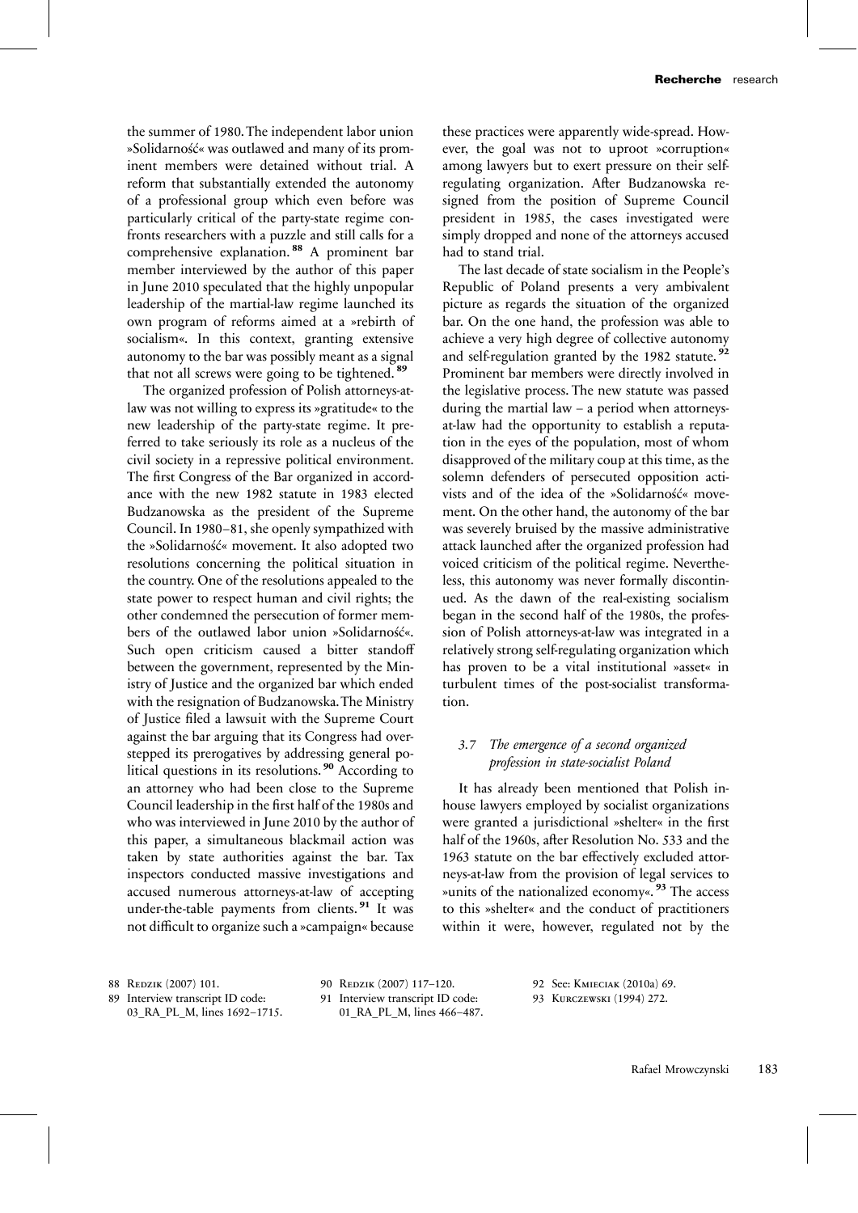the summer of 1980. The independent labor union »Solidarność« was outlawed and many of its prominent members were detained without trial. A reform that substantially extended the autonomy of a professional group which even before was particularly critical of the party-state regime confronts researchers with a puzzle and still calls for a comprehensive explanation.[88] A prominent bar member interviewed by the author of this paper in June 2010 speculated that the highly unpopular leadership of the martial-law regime launched its own program of reforms aimed at a »rebirth of socialism«. In this context, granting extensive autonomy to the bar was possibly meant as a signal that not all screws were going to be tightened.[89]

The organized profession of Polish attorneys-at-law was not willing to express its »gratitude« to the new leadership of the party-state regime. It preferred to take seriously its role as a nucleus of the civil society in a repressive political environment. The first Congress of the Bar organized in accordance with the new 1982 statute in 1983 elected Budzanowska as the president of the Supreme Council. In 1980–81, she openly sympathized with the »Solidarność« movement. It also adopted two resolutions concerning the political situation in the country. One of the resolutions appealed to the state power to respect human and civil rights; the other condemned the persecution of former members of the outlawed labor union »Solidarność«. Such open criticism caused a bitter standoff between the government, represented by the Ministry of Justice and the organized bar which ended with the resignation of Budzanowska. The Ministry of Justice filed a lawsuit with the Supreme Court against the bar arguing that its Congress had overstepped its prerogatives by addressing general political questions in its resolutions.[90] According to an attorney who had been close to the Supreme Council leadership in the first half of the 1980s and who was interviewed in June 2010 by the author of this paper, a simultaneous blackmail action was taken by state authorities against the bar. Tax inspectors conducted massive investigations and accused numerous attorneys-at-law of accepting under-the-table payments from clients.[91] It was not difficult to organize such a »campaign« because these practices were apparently wide-spread. However, the goal was not to uproot »corruption« among lawyers but to exert pressure on their self-regulating organization. After Budzanowska resigned from the position of Supreme Council president in 1985, the cases investigated were simply dropped and none of the attorneys accused had to stand trial.

The last decade of state socialism in the People's Republic of Poland presents a very ambivalent picture as regards the situation of the organized bar. On the one hand, the profession was able to achieve a very high degree of collective autonomy and self-regulation granted by the 1982 statute.[92] Prominent bar members were directly involved in the legislative process. The new statute was passed during the martial law – a period when attorneys-at-law had the opportunity to establish a reputation in the eyes of the population, most of whom disapproved of the military coup at this time, as the solemn defenders of persecuted opposition activists and of the idea of the »Solidarność« movement. On the other hand, the autonomy of the bar was severely bruised by the massive administrative attack launched after the organized profession had voiced criticism of the political regime. Nevertheless, this autonomy was never formally discontinued. As the dawn of the real-existing socialism began in the second half of the 1980s, the profession of Polish attorneys-at-law was integrated in a relatively strong self-regulating organization which has proven to be a vital institutional »asset« in turbulent times of the post-socialist transformation.

### *3.7 The emergence of a second organized profession in state-socialist Poland*

It has already been mentioned that Polish in-house lawyers employed by socialist organizations were granted a jurisdictional »shelter« in the first half of the 1960s, after Resolution No. 533 and the 1963 statute on the bar effectively excluded attorneys-at-law from the provision of legal services to »units of the nationalized economy«.[93] The access to this »shelter« and the conduct of practitioners within it were, however, regulated not by the

88 Redzik (2007) 101.
89 Interview transcript ID code: 03_RA_PL_M, lines 1692–1715.
90 Redzik (2007) 117–120.
91 Interview transcript ID code: 01_RA_PL_M, lines 466–487.
92 See: Kmieciak (2010a) 69.
93 Kurczewski (1994) 272.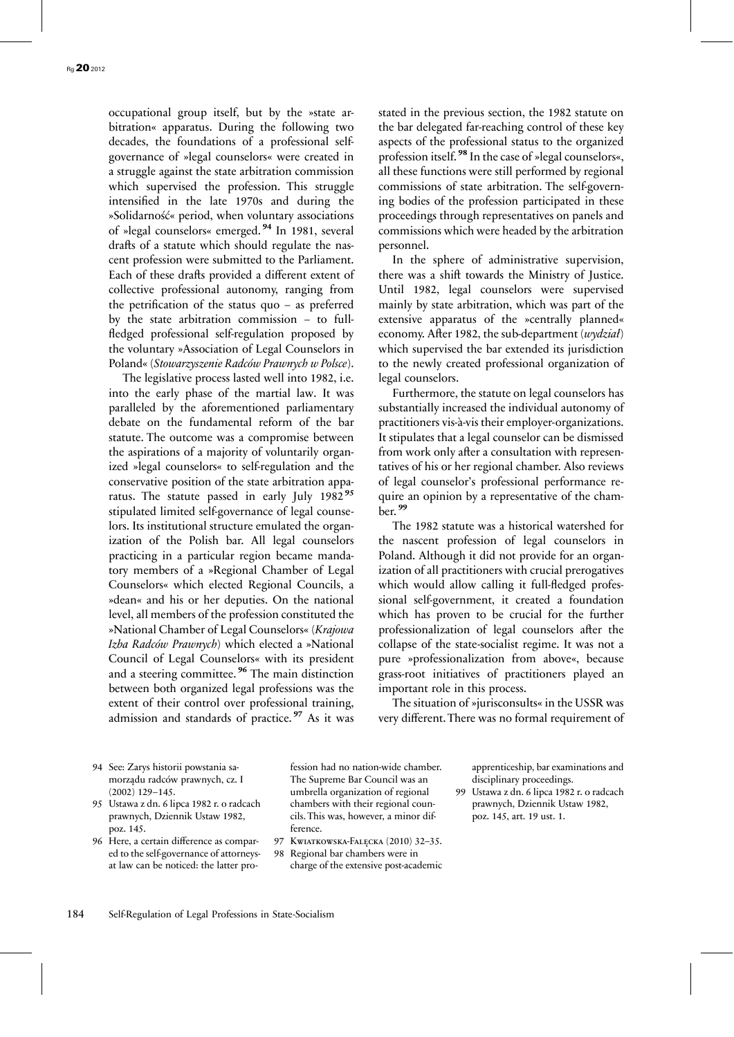occupational group itself, but by the »state arbitration« apparatus. During the following two decades, the foundations of a professional self-governance of »legal counselors« were created in a struggle against the state arbitration commission which supervised the profession. This struggle intensified in the late 1970s and during the »Solidarność« period, when voluntary associations of »legal counselors« emerged.[94] In 1981, several drafts of a statute which should regulate the nascent profession were submitted to the Parliament. Each of these drafts provided a different extent of collective professional autonomy, ranging from the petrification of the status quo – as preferred by the state arbitration commission – to full-fledged professional self-regulation proposed by the voluntary »Association of Legal Counselors in Poland« (*Stowarzyszenie Radców Prawnych w Polsce*).

The legislative process lasted well into 1982, i.e. into the early phase of the martial law. It was paralleled by the aforementioned parliamentary debate on the fundamental reform of the bar statute. The outcome was a compromise between the aspirations of a majority of voluntarily organized »legal counselors« to self-regulation and the conservative position of the state arbitration apparatus. The statute passed in early July 1982[95] stipulated limited self-governance of legal counselors. Its institutional structure emulated the organization of the Polish bar. All legal counselors practicing in a particular region became mandatory members of a »Regional Chamber of Legal Counselors« which elected Regional Councils, a »dean« and his or her deputies. On the national level, all members of the profession constituted the »National Chamber of Legal Counselors« (*Krajowa Izba Radców Prawnych*) which elected a »National Council of Legal Counselors« with its president and a steering committee.[96] The main distinction between both organized legal professions was the extent of their control over professional training, admission and standards of practice.[97] As it was stated in the previous section, the 1982 statute on the bar delegated far-reaching control of these key aspects of the professional status to the organized profession itself.[98] In the case of »legal counselors«, all these functions were still performed by regional commissions of state arbitration. The self-governing bodies of the profession participated in these proceedings through representatives on panels and commissions which were headed by the arbitration personnel.

In the sphere of administrative supervision, there was a shift towards the Ministry of Justice. Until 1982, legal counselors were supervised mainly by state arbitration, which was part of the extensive apparatus of the »centrally planned« economy. After 1982, the sub-department (*wydział*) which supervised the bar extended its jurisdiction to the newly created professional organization of legal counselors.

Furthermore, the statute on legal counselors has substantially increased the individual autonomy of practitioners vis-à-vis their employer-organizations. It stipulates that a legal counselor can be dismissed from work only after a consultation with representatives of his or her regional chamber. Also reviews of legal counselor's professional performance require an opinion by a representative of the chamber.[99]

The 1982 statute was a historical watershed for the nascent profession of legal counselors in Poland. Although it did not provide for an organization of all practitioners with crucial prerogatives which would allow calling it full-fledged professional self-government, it created a foundation which has proven to be crucial for the further professionalization of legal counselors after the collapse of the state-socialist regime. It was not a pure »professionalization from above«, because grass-root initiatives of practitioners played an important role in this process.

The situation of »jurisconsults« in the USSR was very different. There was no formal requirement of

94 See: Zarys historii powstania samorządu radców prawnych, cz. I (2002) 129–145.

95 Ustawa z dn. 6 lipca 1982 r. o radcach prawnych, Dziennik Ustaw 1982, poz. 145.

96 Here, a certain difference as compared to the self-governance of attorneys-at law can be noticed: the latter profession had no nation-wide chamber. The Supreme Bar Council was an umbrella organization of regional chambers with their regional councils. This was, however, a minor difference.

97 Kwiatkowska-Falęcka (2010) 32–35.

98 Regional bar chambers were in charge of the extensive post-academic apprenticeship, bar examinations and disciplinary proceedings.

99 Ustawa z dn. 6 lipca 1982 r. o radcach prawnych, Dziennik Ustaw 1982, poz. 145, art. 19 ust. 1.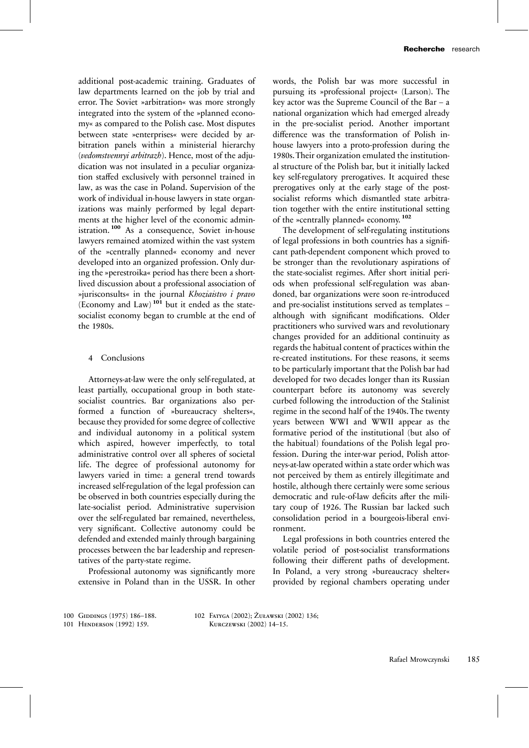additional post-academic training. Graduates of law departments learned on the job by trial and error. The Soviet »arbitration« was more strongly integrated into the system of the »planned economy« as compared to the Polish case. Most disputes between state »enterprises« were decided by arbitration panels within a ministerial hierarchy (*vedomstvennyi arbitrazh*). Hence, most of the adjudication was not insulated in a peculiar organization staffed exclusively with personnel trained in law, as was the case in Poland. Supervision of the work of individual in-house lawyers in state organizations was mainly performed by legal departments at the higher level of the economic administration.[100] As a consequence, Soviet in-house lawyers remained atomized within the vast system of the »centrally planned« economy and never developed into an organized profession. Only during the »perestroika« period has there been a short-lived discussion about a professional association of »jurisconsults« in the journal *Khoziaistvo i pravo* (Economy and Law)[101] but it ended as the state-socialist economy began to crumble at the end of the 1980s.

## 4 Conclusions

Attorneys-at-law were the only self-regulated, at least partially, occupational group in both state-socialist countries. Bar organizations also performed a function of »bureaucracy shelters«, because they provided for some degree of collective and individual autonomy in a political system which aspired, however imperfectly, to total administrative control over all spheres of societal life. The degree of professional autonomy for lawyers varied in time: a general trend towards increased self-regulation of the legal profession can be observed in both countries especially during the late-socialist period. Administrative supervision over the self-regulated bar remained, nevertheless, very significant. Collective autonomy could be defended and extended mainly through bargaining processes between the bar leadership and representatives of the party-state regime.

Professional autonomy was significantly more extensive in Poland than in the USSR. In other words, the Polish bar was more successful in pursuing its »professional project« (Larson). The key actor was the Supreme Council of the Bar – a national organization which had emerged already in the pre-socialist period. Another important difference was the transformation of Polish in-house lawyers into a proto-profession during the 1980s. Their organization emulated the institutional structure of the Polish bar, but it initially lacked key self-regulatory prerogatives. It acquired these prerogatives only at the early stage of the post-socialist reforms which dismantled state arbitration together with the entire institutional setting of the »centrally planned« economy.[102]

The development of self-regulating institutions of legal professions in both countries has a significant path-dependent component which proved to be stronger than the revolutionary aspirations of the state-socialist regimes. After short initial periods when professional self-regulation was abandoned, bar organizations were soon re-introduced and pre-socialist institutions served as templates – although with significant modifications. Older practitioners who survived wars and revolutionary changes provided for an additional continuity as regards the habitual content of practices within the re-created institutions. For these reasons, it seems to be particularly important that the Polish bar had developed for two decades longer than its Russian counterpart before its autonomy was severely curbed following the introduction of the Stalinist regime in the second half of the 1940s. The twenty years between WWI and WWII appear as the formative period of the institutional (but also of the habitual) foundations of the Polish legal profession. During the inter-war period, Polish attorneys-at-law operated within a state order which was not perceived by them as entirely illegitimate and hostile, although there certainly were some serious democratic and rule-of-law deficits after the military coup of 1926. The Russian bar lacked such consolidation period in a bourgeois-liberal environment.

Legal professions in both countries entered the volatile period of post-socialist transformations following their different paths of development. In Poland, a very strong »bureaucracy shelter« provided by regional chambers operating under

100 Giddings (1975) 186–188.

101 Henderson (1992) 159.

102 Fatyga (2002); Żuławski (2002) 136; Kurczewski (2002) 14–15.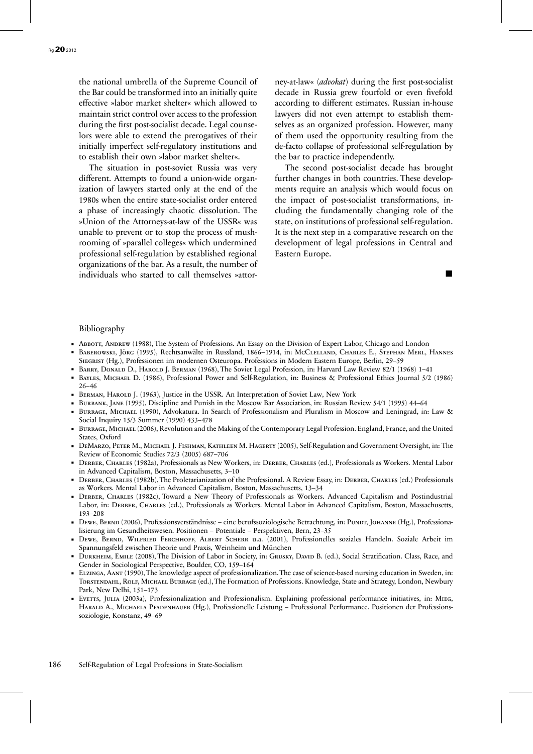the national umbrella of the Supreme Council of the Bar could be transformed into an initially quite effective »labor market shelter« which allowed to maintain strict control over access to the profession during the first post-socialist decade. Legal counselors were able to extend the prerogatives of their initially imperfect self-regulatory institutions and to establish their own »labor market shelter«.

The situation in post-soviet Russia was very different. Attempts to found a union-wide organization of lawyers started only at the end of the 1980s when the entire state-socialist order entered a phase of increasingly chaotic dissolution. The »Union of the Attorneys-at-law of the USSR« was unable to prevent or to stop the process of mushrooming of »parallel colleges« which undermined professional self-regulation by established regional organizations of the bar. As a result, the number of individuals who started to call themselves »attorney-at-law« (*advokat*) during the first post-socialist decade in Russia grew fourfold or even fivefold according to different estimates. Russian in-house lawyers did not even attempt to establish themselves as an organized profession. However, many of them used the opportunity resulting from the de-facto collapse of professional self-regulation by the bar to practice independently.

The second post-socialist decade has brought further changes in both countries. These developments require an analysis which would focus on the impact of post-socialist transformations, including the fundamentally changing role of the state, on institutions of professional self-regulation. It is the next step in a comparative research on the development of legal professions in Central and Eastern Europe.

■

## Bibliography

- Abbott, Andrew (1988), The System of Professions. An Essay on the Division of Expert Labor, Chicago and London
- Baberowski, Jörg (1995), Rechtsanwälte in Russland, 1866–1914, in: McClelland, Charles E., Stephan Merl, Hannes Siegrist (Hg.), Professionen im modernen Osteuropa. Professions in Modern Eastern Europe, Berlin, 29–59
- Barry, Donald D., Harold J. Berman (1968), The Soviet Legal Profession, in: Harvard Law Review 82/1 (1968) 1–41
- Bayles, Michael D. (1986), Professional Power and Self-Regulation, in: Business & Professional Ethics Journal 5/2 (1986) 26–46
- Berman, Harold J. (1963), Justice in the USSR. An Interpretation of Soviet Law, New York
- Burbank, Jane (1995), Discipline and Punish in the Moscow Bar Association, in: Russian Review 54/1 (1995) 44–64
- Burrage, Michael (1990), Advokatura. In Search of Professionalism and Pluralism in Moscow and Leningrad, in: Law & Social Inquiry 15/3 Summer (1990) 433–478
- Burrage, Michael (2006), Revolution and the Making of the Contemporary Legal Profession. England, France, and the United States, Oxford
- DeMarzo, Peter M., Michael J. Fishman, Kathleen M. Hagerty (2005), Self-Regulation and Government Oversight, in: The Review of Economic Studies 72/3 (2005) 687–706
- Derber, Charles (1982a), Professionals as New Workers, in: Derber, Charles (ed.), Professionals as Workers. Mental Labor in Advanced Capitalism, Boston, Massachusetts, 3–10
- Derber, Charles (1982b), The Proletarianization of the Professional. A Review Essay, in: Derber, Charles (ed.) Professionals as Workers. Mental Labor in Advanced Capitalism, Boston, Massachusetts, 13–34
- Derber, Charles (1982c), Toward a New Theory of Professionals as Workers. Advanced Capitalism and Postindustrial Labor, in: Derber, Charles (ed.), Professionals as Workers. Mental Labor in Advanced Capitalism, Boston, Massachusetts, 193–208
- Dewe, Bernd (2006), Professionsverständnisse – eine berufssoziologische Betrachtung, in: Pundt, Johanne (Hg.), Professionalisierung im Gesundheitswesen. Positionen – Potentiale – Perspektiven, Bern, 23–35
- Dewe, Bernd, Wilfried Ferchhoff, Albert Scherr u.a. (2001), Professionelles soziales Handeln. Soziale Arbeit im Spannungsfeld zwischen Theorie und Praxis, Weinheim und München
- Durkheim, Emile (2008), The Division of Labor in Society, in: Grusky, David B. (ed.), Social Stratification. Class, Race, and Gender in Sociological Perspective, Boulder, CO, 159–164
- Elzinga, Aant (1990), The knowledge aspect of professionalization. The case of science-based nursing education in Sweden, in: Torstendahl, Rolf, Michael Burrage (ed.), The Formation of Professions. Knowledge, State and Strategy, London, Newbury Park, New Delhi, 151–173
- Evetts, Julia (2003a), Professionalization and Professionalism. Explaining professional performance initiatives, in: Mieg, Harald A., Michaela Pfadenhauer (Hg.), Professionelle Leistung – Professional Performance. Positionen der Professionssoziologie, Konstanz, 49–69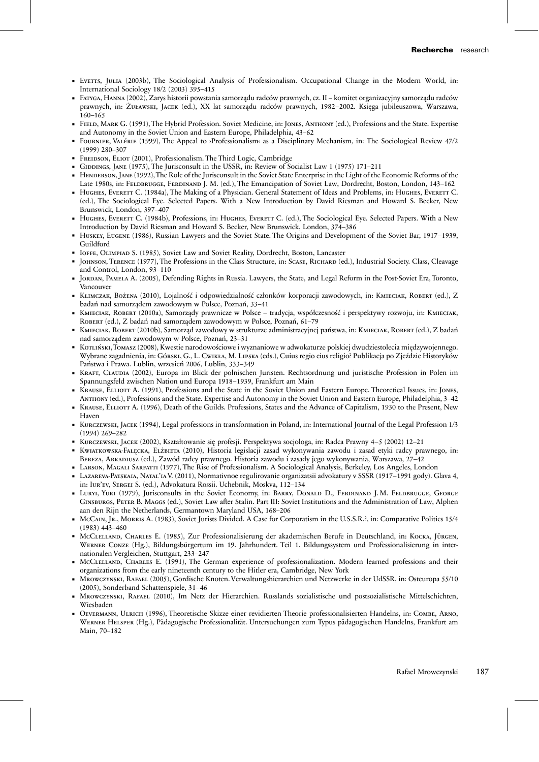- Evetts, Julia (2003b), The Sociological Analysis of Professionalism. Occupational Change in the Modern World, in: International Sociology 18/2 (2003) 395–415
- Fatyga, Hanna (2002), Zarys historii powstania samorządu radców prawnych, cz. II – komitet organizacyjny samorządu radców prawnych, in: Żuławski, Jacek (ed.), XX lat samorządu radców prawnych, 1982–2002. Księga jubileuszowa, Warszawa, 160–165
- Field, Mark G. (1991), The Hybrid Profession. Soviet Medicine, in: Jones, Anthony (ed.), Professions and the State. Expertise and Autonomy in the Soviet Union and Eastern Europe, Philadelphia, 43–62
- Fournier, Valérie (1999), The Appeal to ›Professionalism‹ as a Disciplinary Mechanism, in: The Sociological Review 47/2 (1999) 280–307
- Freidson, Eliot (2001), Professionalism. The Third Logic, Cambridge
- Giddings, Jane (1975), The Jurisconsult in the USSR, in: Review of Socialist Law 1 (1975) 171–211
- Henderson, Jane (1992), The Role of the Jurisconsult in the Soviet State Enterprise in the Light of the Economic Reforms of the Late 1980s, in: Feldbrugge, Ferdinand J. M. (ed.), The Emancipation of Soviet Law, Dordrecht, Boston, London, 143–162
- Hughes, Everett C. (1984a), The Making of a Physician. General Statement of Ideas and Problems, in: Hughes, Everett C. (ed.), The Sociological Eye. Selected Papers. With a New Introduction by David Riesman and Howard S. Becker, New Brunswick, London, 397–407
- Hughes, Everett C. (1984b), Professions, in: Hughes, Everett C. (ed.), The Sociological Eye. Selected Papers. With a New Introduction by David Riesman and Howard S. Becker, New Brunswick, London, 374–386
- Huskey, Eugene (1986), Russian Lawyers and the Soviet State. The Origins and Development of the Soviet Bar, 1917–1939, Guildford
- Ioffe, Olimpiad S. (1985), Soviet Law and Soviet Reality, Dordrecht, Boston, Lancaster
- Johnson, Terence (1977), The Professions in the Class Structure, in: Scase, Richard (ed.), Industrial Society. Class, Cleavage and Control, London, 93–110
- Jordan, Pamela A. (2005), Defending Rights in Russia. Lawyers, the State, and Legal Reform in the Post-Soviet Era, Toronto, Vancouver
- Klimczak, Bożena (2010), Lojalność i odpowiedzialność członków korporacji zawodowych, in: Kmieciak, Robert (ed.), Z badań nad samorządem zawodowym w Polsce, Poznań, 33–41
- Kmieciak, Robert (2010a), Samorządy prawnicze w Polsce – tradycja, współczesność i perspektywy rozwoju, in: Kmieciak, Robert (ed.), Z badań nad samorządem zawodowym w Polsce, Poznań, 61–79
- Kmieciak, Robert (2010b), Samorząd zawodowy w strukturze administracyjnej państwa, in: Kmieciak, Robert (ed.), Z badań nad samorządem zawodowym w Polsce, Poznań, 23–31
- Kotliński, Tomasz (2008), Kwestie narodowościowe i wyznaniowe w adwokaturze polskiej dwudziestolecia międzywojennego. Wybrane zagadnienia, in: Górski, G., L. Cwikła, M. Lipska (eds.), Cuius regio eius religio? Publikacja po Zjeździe Historyków Państwa i Prawa. Lublin, wrzesień 2006, Lublin, 333–349
- Kraft, Claudia (2002), Europa im Blick der polnischen Juristen. Rechtsordnung und juristische Profession in Polen im Spannungsfeld zwischen Nation und Europa 1918–1939, Frankfurt am Main
- Krause, Elliott A. (1991), Professions and the State in the Soviet Union and Eastern Europe. Theoretical Issues, in: Jones, Anthony (ed.), Professions and the State. Expertise and Autonomy in the Soviet Union and Eastern Europe, Philadelphia, 3–42
- Krause, Elliott A. (1996), Death of the Guilds. Professions, States and the Advance of Capitalism, 1930 to the Present, New Haven
- Kurczewski, Jacek (1994), Legal professions in transformation in Poland, in: International Journal of the Legal Profession 1/3 (1994) 269–282
- Kurczewski, Jacek (2002), Kształtowanie się profesji. Perspektywa socjologa, in: Radca Prawny 4–5 (2002) 12–21
- Kwiatkowska-Falęcka, Elżbieta (2010), Historia legislacji zasad wykonywania zawodu i zasad etyki radcy prawnego, in: Bereza, Arkadiusz (ed.), Zawód radcy prawnego. Historia zawodu i zasady jego wykonywania, Warszawa, 27–42
- Larson, Magali Sarfatti (1977), The Rise of Professionalism. A Sociological Analysis, Berkeley, Los Angeles, London
- Lazareva-Patskaia, Natal'ia V. (2011), Normativnoe regulirovanie organizatsii advokatury v SSSR (1917–1991 gody). Glava 4, in: Iur'ev, Sergei S. (ed.), Advokatura Rossii. Uchebnik, Moskva, 112–134
- Luryi, Yuri (1979), Jurisconsults in the Soviet Economy, in: Barry, Donald D., Ferdinand J. M. Feldbrugge, George Ginsburgs, Peter B. Maggs (ed.), Soviet Law after Stalin. Part III: Soviet Institutions and the Administration of Law, Alphen aan den Rijn the Netherlands, Germantown Maryland USA, 168–206
- McCain, Jr., Morris A. (1983), Soviet Jurists Divided. A Case for Corporatism in the U.S.S.R.?, in: Comparative Politics 15/4 (1983) 443–460
- McClelland, Charles E. (1985), Zur Professionalisierung der akademischen Berufe in Deutschland, in: Kocka, Jürgen, Werner Conze (Hg.), Bildungsbürgertum im 19. Jahrhundert. Teil 1. Bildungssystem und Professionalisierung in internationalen Vergleichen, Stuttgart, 233–247
- McClelland, Charles E. (1991), The German experience of professionalization. Modern learned professions and their organizations from the early nineteenth century to the Hitler era, Cambridge, New York
- Mrowczynski, Rafael (2005), Gordische Knoten. Verwaltungshierarchien und Netzwerke in der UdSSR, in: Osteuropa 55/10 (2005), Sonderband Schattenspiele, 31–46
- Mrowczynski, Rafael (2010), Im Netz der Hierarchien. Russlands sozialistische und postsozialistische Mittelschichten, Wiesbaden
- Oevermann, Ulrich (1996), Theoretische Skizze einer revidierten Theorie professionalisierten Handelns, in: Combe, Arno, Werner Helsper (Hg.), Pädagogische Professionalität. Untersuchungen zum Typus pädagogischen Handelns, Frankfurt am Main, 70–182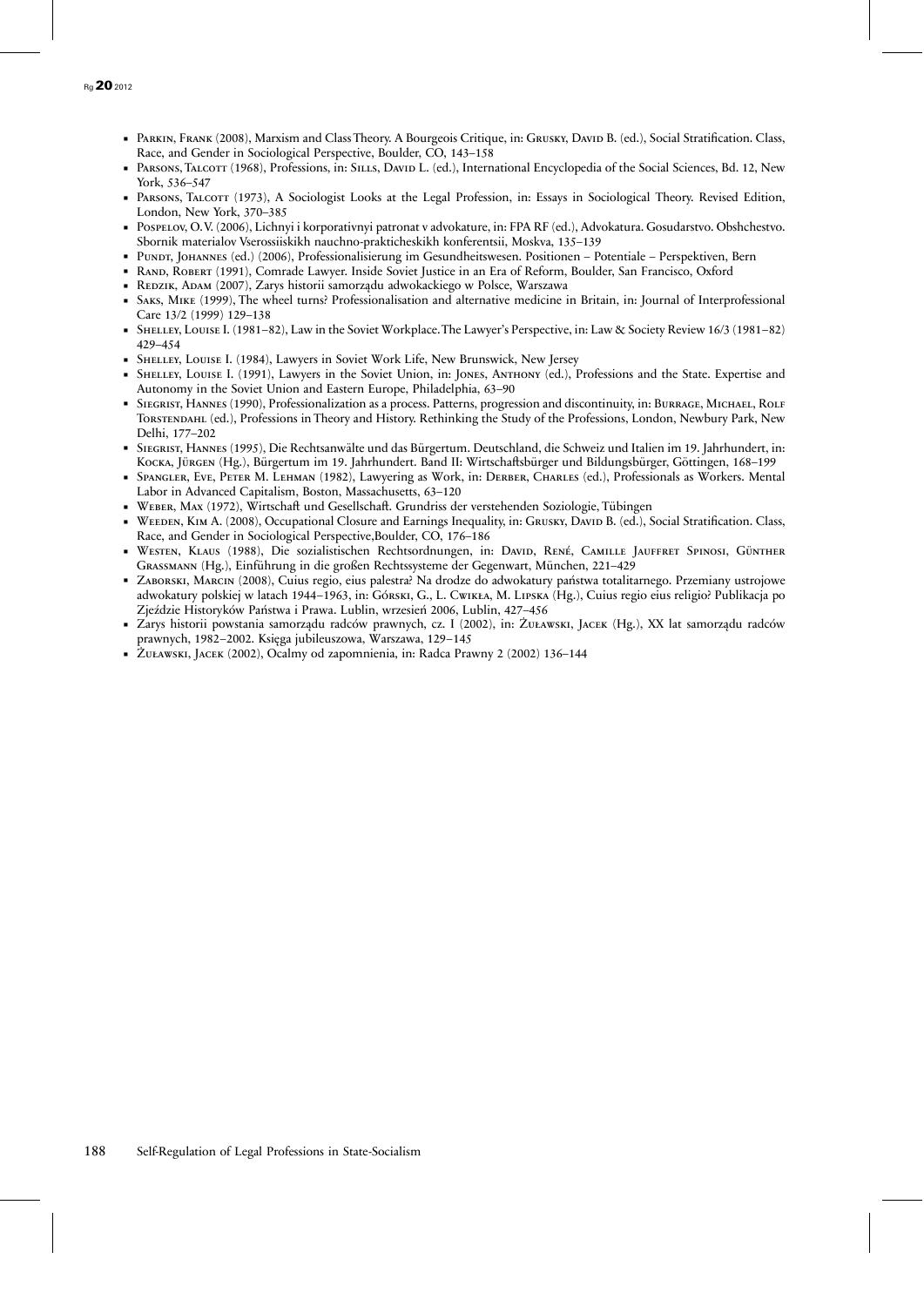- Parkin, Frank (2008), Marxism and Class Theory. A Bourgeois Critique, in: Grusky, David B. (ed.), Social Stratification. Class, Race, and Gender in Sociological Perspective, Boulder, CO, 143–158
- Parsons, Talcott (1968), Professions, in: Sills, David L. (ed.), International Encyclopedia of the Social Sciences, Bd. 12, New York, 536–547
- Parsons, Talcott (1973), A Sociologist Looks at the Legal Profession, in: Essays in Sociological Theory. Revised Edition, London, New York, 370–385
- Pospelov, O.V. (2006), Lichnyi i korporativnyi patronat v advokature, in: FPA RF (ed.), Advokatura. Gosudarstvo. Obshchestvo. Sbornik materialov Vserossiiskikh nauchno-prakticheskikh konferentsii, Moskva, 135–139
- Pundt, Johannes (ed.) (2006), Professionalisierung im Gesundheitswesen. Positionen – Potentiale – Perspektiven, Bern
- Rand, Robert (1991), Comrade Lawyer. Inside Soviet Justice in an Era of Reform, Boulder, San Francisco, Oxford
- Redzik, Adam (2007), Zarys historii samorządu adwokackiego w Polsce, Warszawa
- Saks, Mike (1999), The wheel turns? Professionalisation and alternative medicine in Britain, in: Journal of Interprofessional Care 13/2 (1999) 129–138
- Shelley, Louise I. (1981–82), Law in the Soviet Workplace. The Lawyer's Perspective, in: Law & Society Review 16/3 (1981–82) 429–454
- Shelley, Louise I. (1984), Lawyers in Soviet Work Life, New Brunswick, New Jersey
- Shelley, Louise I. (1991), Lawyers in the Soviet Union, in: Jones, Anthony (ed.), Professions and the State. Expertise and Autonomy in the Soviet Union and Eastern Europe, Philadelphia, 63–90
- Siegrist, Hannes (1990), Professionalization as a process. Patterns, progression and discontinuity, in: Burrage, Michael, Rolf Torstendahl (ed.), Professions in Theory and History. Rethinking the Study of the Professions, London, Newbury Park, New Delhi, 177–202
- Siegrist, Hannes (1995), Die Rechtsanwälte und das Bürgertum. Deutschland, die Schweiz und Italien im 19. Jahrhundert, in: Kocka, Jürgen (Hg.), Bürgertum im 19. Jahrhundert. Band II: Wirtschaftsbürger und Bildungsbürger, Göttingen, 168–199
- Spangler, Eve, Peter M. Lehman (1982), Lawyering as Work, in: Derber, Charles (ed.), Professionals as Workers. Mental Labor in Advanced Capitalism, Boston, Massachusetts, 63–120
- Weber, Max (1972), Wirtschaft und Gesellschaft. Grundriss der verstehenden Soziologie, Tübingen
- Weeden, Kim A. (2008), Occupational Closure and Earnings Inequality, in: Grusky, David B. (ed.), Social Stratification. Class, Race, and Gender in Sociological Perspective,Boulder, CO, 176–186
- Westen, Klaus (1988), Die sozialistischen Rechtsordnungen, in: David, René, Camille Jauffret Spinosi, Günther Grassmann (Hg.), Einführung in die großen Rechtssysteme der Gegenwart, München, 221–429
- Zaborski, Marcin (2008), Cuius regio, eius palestra? Na drodze do adwokatury państwa totalitarnego. Przemiany ustrojowe adwokatury polskiej w latach 1944–1963, in: Górski, G., L. Cwikła, M. Lipska (Hg.), Cuius regio eius religio? Publikacja po Zjeździe Historyków Państwa i Prawa. Lublin, wrzesień 2006, Lublin, 427–456
- Zarys historii powstania samorządu radców prawnych, cz. I (2002), in: Żuławski, Jacek (Hg.), XX lat samorządu radców prawnych, 1982–2002. Księga jubileuszowa, Warszawa, 129–145
- Żuławski, Jacek (2002), Ocalmy od zapomnienia, in: Radca Prawny 2 (2002) 136–144